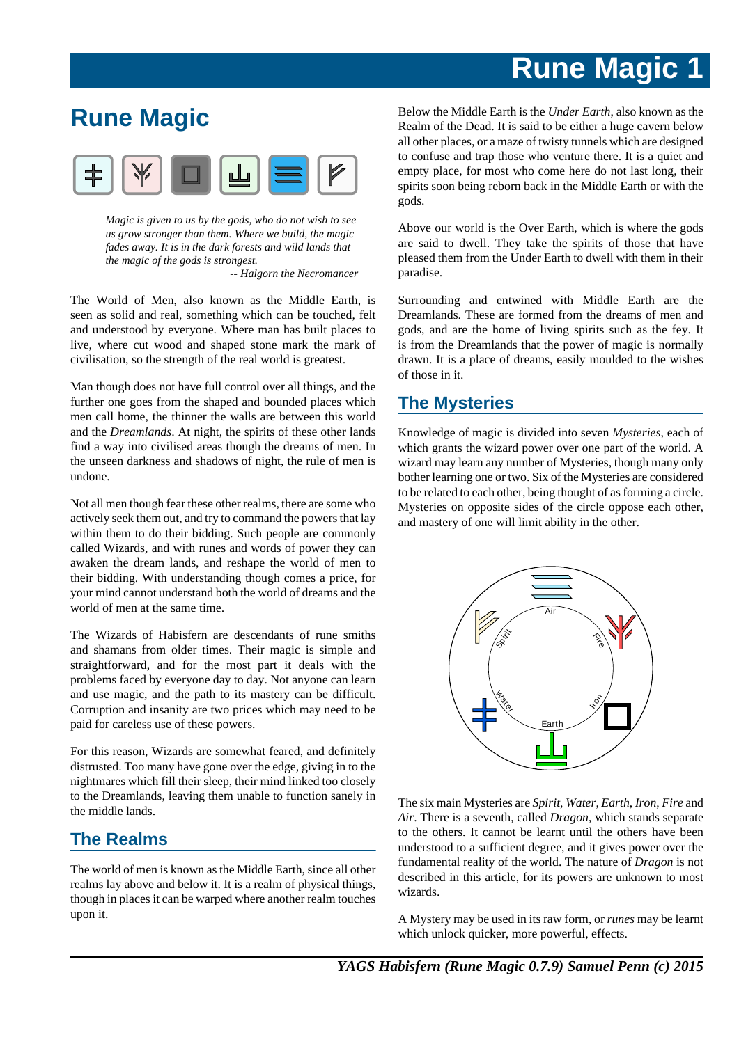# Rune Magic

> *Magic is given to us by the gods, who do not wish to see us grow stronger than them. Where we build, the magic fades away. It is in the dark forests and wild lands that the magic of the gods is strongest.*
>
> *-- Halgorn the Necromancer*

The World of Men, also known as the Middle Earth, is seen as solid and real, something which can be touched, felt and understood by everyone. Where man has built places to live, where cut wood and shaped stone mark the mark of civilisation, so the strength of the real world is greatest.

Man though does not have full control over all things, and the further one goes from the shaped and bounded places which men call home, the thinner the walls are between this world and the *Dreamlands*. At night, the spirits of these other lands find a way into civilised areas though the dreams of men. In the unseen darkness and shadows of night, the rule of men is undone.

Not all men though fear these other realms, there are some who actively seek them out, and try to command the powers that lay within them to do their bidding. Such people are commonly called Wizards, and with runes and words of power they can awaken the dream lands, and reshape the world of men to their bidding. With understanding though comes a price, for your mind cannot understand both the world of dreams and the world of men at the same time.

The Wizards of Habisfern are descendants of rune smiths and shamans from older times. Their magic is simple and straightforward, and for the most part it deals with the problems faced by everyone day to day. Not anyone can learn and use magic, and the path to its mastery can be difficult. Corruption and insanity are two prices which may need to be paid for careless use of these powers.

For this reason, Wizards are somewhat feared, and definitely distrusted. Too many have gone over the edge, giving in to the nightmares which fill their sleep, their mind linked too closely to the Dreamlands, leaving them unable to function sanely in the middle lands.

## The Realms

The world of men is known as the Middle Earth, since all other realms lay above and below it. It is a realm of physical things, though in places it can be warped where another realm touches upon it.

Below the Middle Earth is the *Under Earth*, also known as the Realm of the Dead. It is said to be either a huge cavern below all other places, or a maze of twisty tunnels which are designed to confuse and trap those who venture there. It is a quiet and empty place, for most who come here do not last long, their spirits soon being reborn back in the Middle Earth or with the gods.

Above our world is the Over Earth, which is where the gods are said to dwell. They take the spirits of those that have pleased them from the Under Earth to dwell with them in their paradise.

Surrounding and entwined with Middle Earth are the Dreamlands. These are formed from the dreams of men and gods, and are the home of living spirits such as the fey. It is from the Dreamlands that the power of magic is normally drawn. It is a place of dreams, easily moulded to the wishes of those in it.

## The Mysteries

Knowledge of magic is divided into seven *Mysteries*, each of which grants the wizard power over one part of the world. A wizard may learn any number of Mysteries, though many only bother learning one or two. Six of the Mysteries are considered to be related to each other, being thought of as forming a circle. Mysteries on opposite sides of the circle oppose each other, and mastery of one will limit ability in the other.

The six main Mysteries are *Spirit*, *Water*, *Earth*, *Iron*, *Fire* and *Air*. There is a seventh, called *Dragon*, which stands separate to the others. It cannot be learnt until the others have been understood to a sufficient degree, and it gives power over the fundamental reality of the world. The nature of *Dragon* is not described in this article, for its powers are unknown to most wizards.

A Mystery may be used in its raw form, or *runes* may be learnt which unlock quicker, more powerful, effects.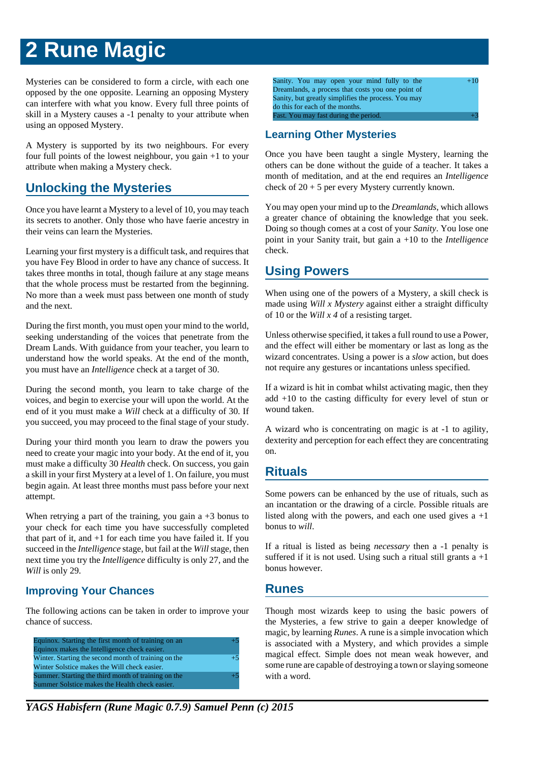# 2 Rune Magic

Mysteries can be considered to form a circle, with each one opposed by the one opposite. Learning an opposing Mystery can interfere with what you know. Every full three points of skill in a Mystery causes a -1 penalty to your attribute when using an opposed Mystery.

A Mystery is supported by its two neighbours. For every four full points of the lowest neighbour, you gain +1 to your attribute when making a Mystery check.

## Unlocking the Mysteries

Once you have learnt a Mystery to a level of 10, you may teach its secrets to another. Only those who have faerie ancestry in their veins can learn the Mysteries.

Learning your first mystery is a difficult task, and requires that you have Fey Blood in order to have any chance of success. It takes three months in total, though failure at any stage means that the whole process must be restarted from the beginning. No more than a week must pass between one month of study and the next.

During the first month, you must open your mind to the world, seeking understanding of the voices that penetrate from the Dream Lands. With guidance from your teacher, you learn to understand how the world speaks. At the end of the month, you must have an *Intelligence* check at a target of 30.

During the second month, you learn to take charge of the voices, and begin to exercise your will upon the world. At the end of it you must make a *Will* check at a difficulty of 30. If you succeed, you may proceed to the final stage of your study.

During your third month you learn to draw the powers you need to create your magic into your body. At the end of it, you must make a difficulty 30 *Health* check. On success, you gain a skill in your first Mystery at a level of 1. On failure, you must begin again. At least three months must pass before your next attempt.

When retrying a part of the training, you gain a +3 bonus to your check for each time you have successfully completed that part of it, and +1 for each time you have failed it. If you succeed in the *Intelligence* stage, but fail at the *Will* stage, then next time you try the *Intelligence* difficulty is only 27, and the *Will* is only 29.

### Improving Your Chances

The following actions can be taken in order to improve your chance of success.

| Action | Bonus |
|---|---|
| Equinox. Starting the first month of training on an Equinox makes the Intelligence check easier. | +5 |
| Winter. Starting the second month of training on the Winter Solstice makes the Will check easier. | +5 |
| Summer. Starting the third month of training on the Summer Solstice makes the Health check easier. | +5 |
| Sanity. You may open your mind fully to the Dreamlands, a process that costs you one point of Sanity, but greatly simplifies the process. You may do this for each of the months. | +10 |
| Fast. You may fast during the period. | +3 |

### Learning Other Mysteries

Once you have been taught a single Mystery, learning the others can be done without the guide of a teacher. It takes a month of meditation, and at the end requires an *Intelligence* check of 20 + 5 per every Mystery currently known.

You may open your mind up to the *Dreamlands*, which allows a greater chance of obtaining the knowledge that you seek. Doing so though comes at a cost of your *Sanity*. You lose one point in your Sanity trait, but gain a +10 to the *Intelligence* check.

## Using Powers

When using one of the powers of a Mystery, a skill check is made using *Will x Mystery* against either a straight difficulty of 10 or the *Will x 4* of a resisting target.

Unless otherwise specified, it takes a full round to use a Power, and the effect will either be momentary or last as long as the wizard concentrates. Using a power is a *slow* action, but does not require any gestures or incantations unless specified.

If a wizard is hit in combat whilst activating magic, then they add +10 to the casting difficulty for every level of stun or wound taken.

A wizard who is concentrating on magic is at -1 to agility, dexterity and perception for each effect they are concentrating on.

## Rituals

Some powers can be enhanced by the use of rituals, such as an incantation or the drawing of a circle. Possible rituals are listed along with the powers, and each one used gives a +1 bonus to *will*.

If a ritual is listed as being *necessary* then a -1 penalty is suffered if it is not used. Using such a ritual still grants a +1 bonus however.

## Runes

Though most wizards keep to using the basic powers of the Mysteries, a few strive to gain a deeper knowledge of magic, by learning *Runes*. A rune is a simple invocation which is associated with a Mystery, and which provides a simple magical effect. Simple does not mean weak however, and some rune are capable of destroying a town or slaying someone with a word.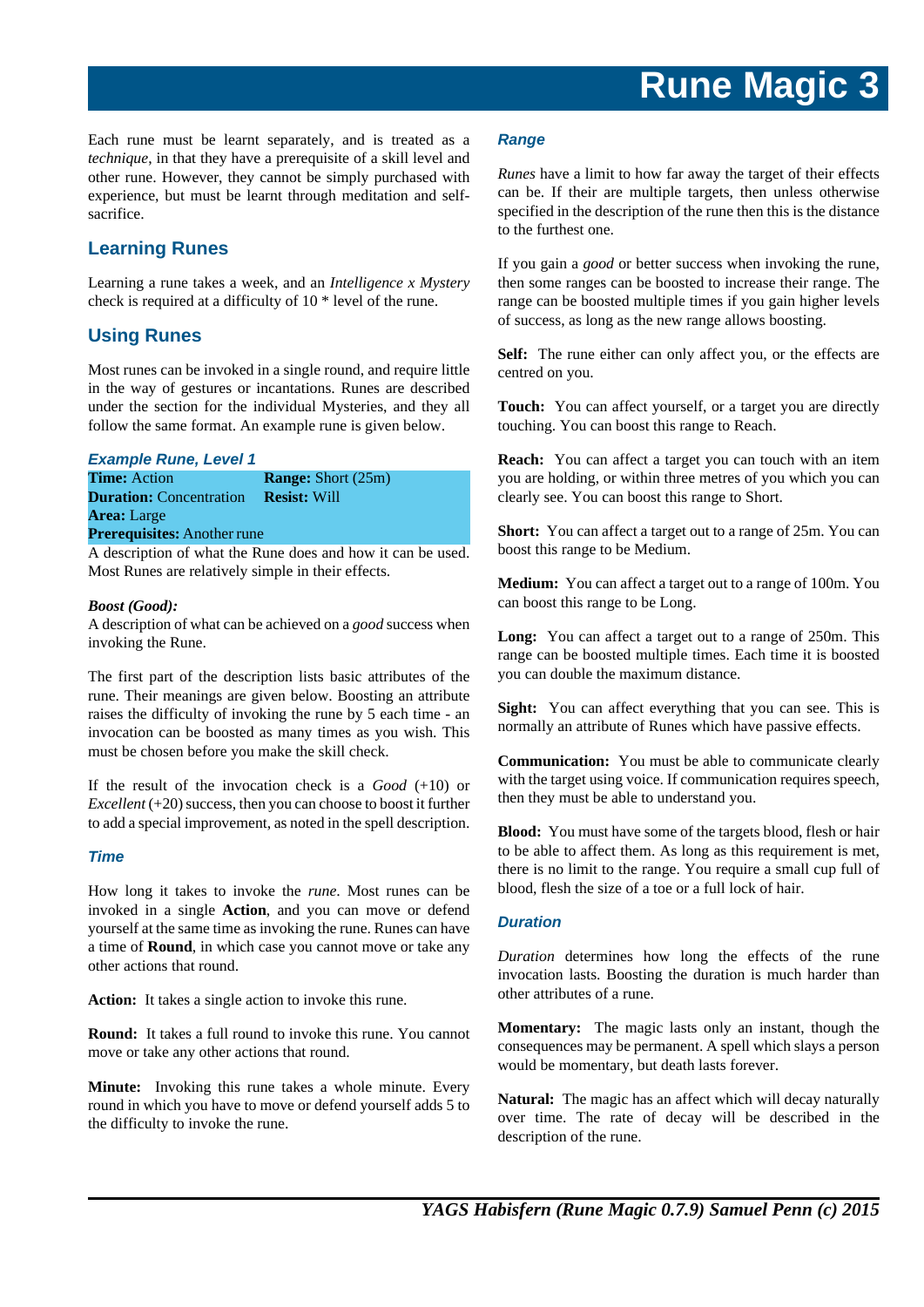# Rune Magic 3

Each rune must be learnt separately, and is treated as a *technique*, in that they have a prerequisite of a skill level and other rune. However, they cannot be simply purchased with experience, but must be learnt through meditation and self-sacrifice.

## Learning Runes

Learning a rune takes a week, and an *Intelligence x Mystery* check is required at a difficulty of 10 * level of the rune.

## Using Runes

Most runes can be invoked in a single round, and require little in the way of gestures or incantations. Runes are described under the section for the individual Mysteries, and they all follow the same format. An example rune is given below.

### *Example Rune, Level 1*

| **Time:** Action | **Range:** Short (25m) |
| --- | --- |
| **Duration:** Concentration | **Resist:** Will |
| **Area:** Large | |
| **Prerequisites:** Another rune | |

A description of what the Rune does and how it can be used. Most Runes are relatively simple in their effects.

***Boost (Good):***
A description of what can be achieved on a *good* success when invoking the Rune.

The first part of the description lists basic attributes of the rune. Their meanings are given below. Boosting an attribute raises the difficulty of invoking the rune by 5 each time - an invocation can be boosted as many times as you wish. This must be chosen before you make the skill check.

If the result of the invocation check is a *Good* (+10) or *Excellent* (+20) success, then you can choose to boost it further to add a special improvement, as noted in the spell description.

### *Time*

How long it takes to invoke the *rune*. Most runes can be invoked in a single **Action**, and you can move or defend yourself at the same time as invoking the rune. Runes can have a time of **Round**, in which case you cannot move or take any other actions that round.

**Action:** It takes a single action to invoke this rune.

**Round:** It takes a full round to invoke this rune. You cannot move or take any other actions that round.

**Minute:** Invoking this rune takes a whole minute. Every round in which you have to move or defend yourself adds 5 to the difficulty to invoke the rune.

### *Range*

*Runes* have a limit to how far away the target of their effects can be. If their are multiple targets, then unless otherwise specified in the description of the rune then this is the distance to the furthest one.

If you gain a *good* or better success when invoking the rune, then some ranges can be boosted to increase their range. The range can be boosted multiple times if you gain higher levels of success, as long as the new range allows boosting.

**Self:** The rune either can only affect you, or the effects are centred on you.

**Touch:** You can affect yourself, or a target you are directly touching. You can boost this range to Reach.

**Reach:** You can affect a target you can touch with an item you are holding, or within three metres of you which you can clearly see. You can boost this range to Short.

**Short:** You can affect a target out to a range of 25m. You can boost this range to be Medium.

**Medium:** You can affect a target out to a range of 100m. You can boost this range to be Long.

**Long:** You can affect a target out to a range of 250m. This range can be boosted multiple times. Each time it is boosted you can double the maximum distance.

**Sight:** You can affect everything that you can see. This is normally an attribute of Runes which have passive effects.

**Communication:** You must be able to communicate clearly with the target using voice. If communication requires speech, then they must be able to understand you.

**Blood:** You must have some of the targets blood, flesh or hair to be able to affect them. As long as this requirement is met, there is no limit to the range. You require a small cup full of blood, flesh the size of a toe or a full lock of hair.

### *Duration*

*Duration* determines how long the effects of the rune invocation lasts. Boosting the duration is much harder than other attributes of a rune.

**Momentary:** The magic lasts only an instant, though the consequences may be permanent. A spell which slays a person would be momentary, but death lasts forever.

**Natural:** The magic has an affect which will decay naturally over time. The rate of decay will be described in the description of the rune.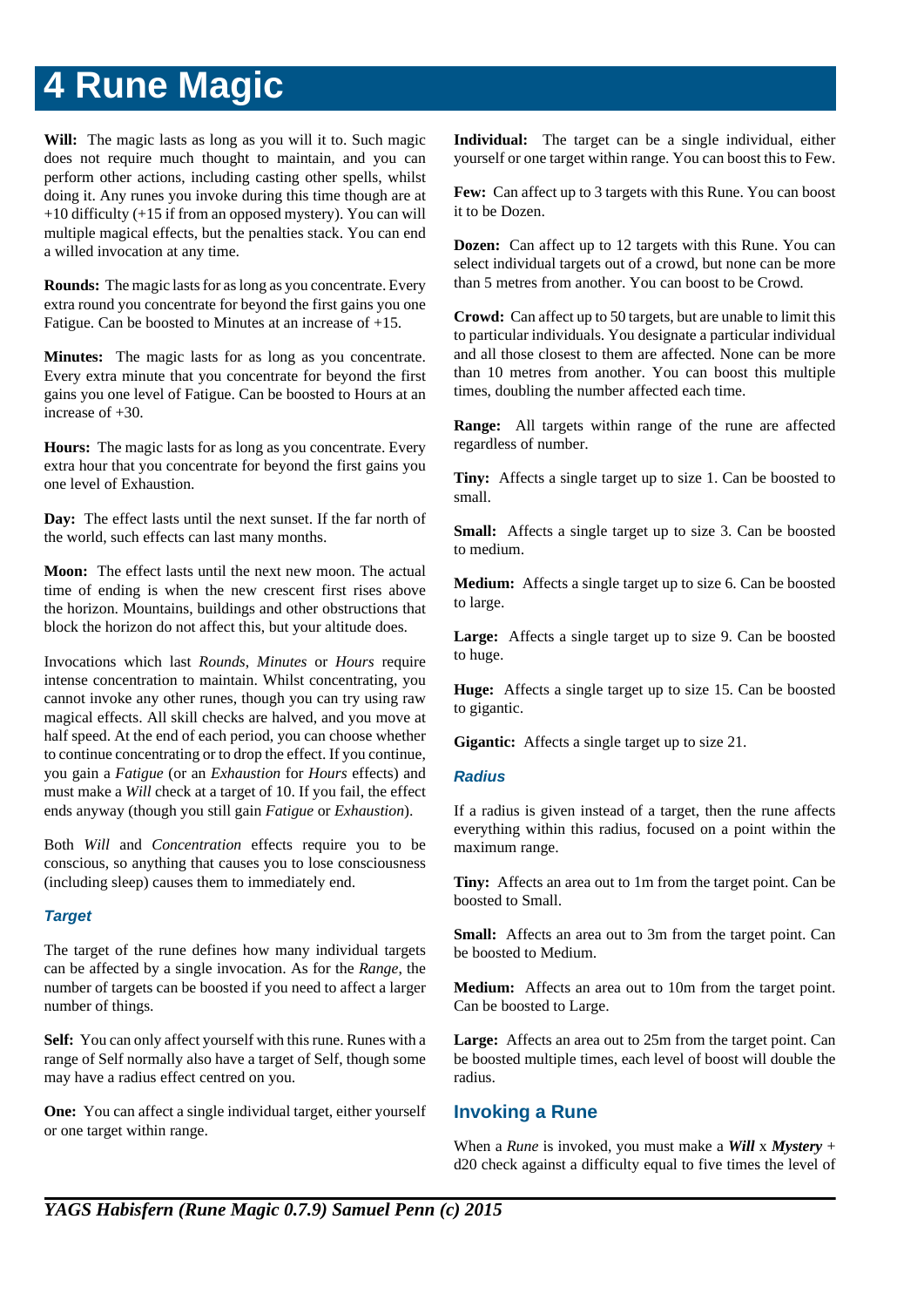# 4 Rune Magic

**Will:** The magic lasts as long as you will it to. Such magic does not require much thought to maintain, and you can perform other actions, including casting other spells, whilst doing it. Any runes you invoke during this time though are at +10 difficulty (+15 if from an opposed mystery). You can will multiple magical effects, but the penalties stack. You can end a willed invocation at any time.

**Rounds:** The magic lasts for as long as you concentrate. Every extra round you concentrate for beyond the first gains you one Fatigue. Can be boosted to Minutes at an increase of +15.

**Minutes:** The magic lasts for as long as you concentrate. Every extra minute that you concentrate for beyond the first gains you one level of Fatigue. Can be boosted to Hours at an increase of +30.

**Hours:** The magic lasts for as long as you concentrate. Every extra hour that you concentrate for beyond the first gains you one level of Exhaustion.

**Day:** The effect lasts until the next sunset. If the far north of the world, such effects can last many months.

**Moon:** The effect lasts until the next new moon. The actual time of ending is when the new crescent first rises above the horizon. Mountains, buildings and other obstructions that block the horizon do not affect this, but your altitude does.

Invocations which last *Rounds*, *Minutes* or *Hours* require intense concentration to maintain. Whilst concentrating, you cannot invoke any other runes, though you can try using raw magical effects. All skill checks are halved, and you move at half speed. At the end of each period, you can choose whether to continue concentrating or to drop the effect. If you continue, you gain a *Fatigue* (or an *Exhaustion* for *Hours* effects) and must make a *Will* check at a target of 10. If you fail, the effect ends anyway (though you still gain *Fatigue* or *Exhaustion*).

Both *Will* and *Concentration* effects require you to be conscious, so anything that causes you to lose consciousness (including sleep) causes them to immediately end.

### Target

The target of the rune defines how many individual targets can be affected by a single invocation. As for the *Range*, the number of targets can be boosted if you need to affect a larger number of things.

**Self:** You can only affect yourself with this rune. Runes with a range of Self normally also have a target of Self, though some may have a radius effect centred on you.

**One:** You can affect a single individual target, either yourself or one target within range.

**Individual:** The target can be a single individual, either yourself or one target within range. You can boost this to Few.

**Few:** Can affect up to 3 targets with this Rune. You can boost it to be Dozen.

**Dozen:** Can affect up to 12 targets with this Rune. You can select individual targets out of a crowd, but none can be more than 5 metres from another. You can boost to be Crowd.

**Crowd:** Can affect up to 50 targets, but are unable to limit this to particular individuals. You designate a particular individual and all those closest to them are affected. None can be more than 10 metres from another. You can boost this multiple times, doubling the number affected each time.

**Range:** All targets within range of the rune are affected regardless of number.

**Tiny:** Affects a single target up to size 1. Can be boosted to small.

**Small:** Affects a single target up to size 3. Can be boosted to medium.

**Medium:** Affects a single target up to size 6. Can be boosted to large.

**Large:** Affects a single target up to size 9. Can be boosted to huge.

**Huge:** Affects a single target up to size 15. Can be boosted to gigantic.

**Gigantic:** Affects a single target up to size 21.

### Radius

If a radius is given instead of a target, then the rune affects everything within this radius, focused on a point within the maximum range.

**Tiny:** Affects an area out to 1m from the target point. Can be boosted to Small.

**Small:** Affects an area out to 3m from the target point. Can be boosted to Medium.

**Medium:** Affects an area out to 10m from the target point. Can be boosted to Large.

**Large:** Affects an area out to 25m from the target point. Can be boosted multiple times, each level of boost will double the radius.

## Invoking a Rune

When a *Rune* is invoked, you must make a ***Will*** x ***Mystery*** + d20 check against a difficulty equal to five times the level of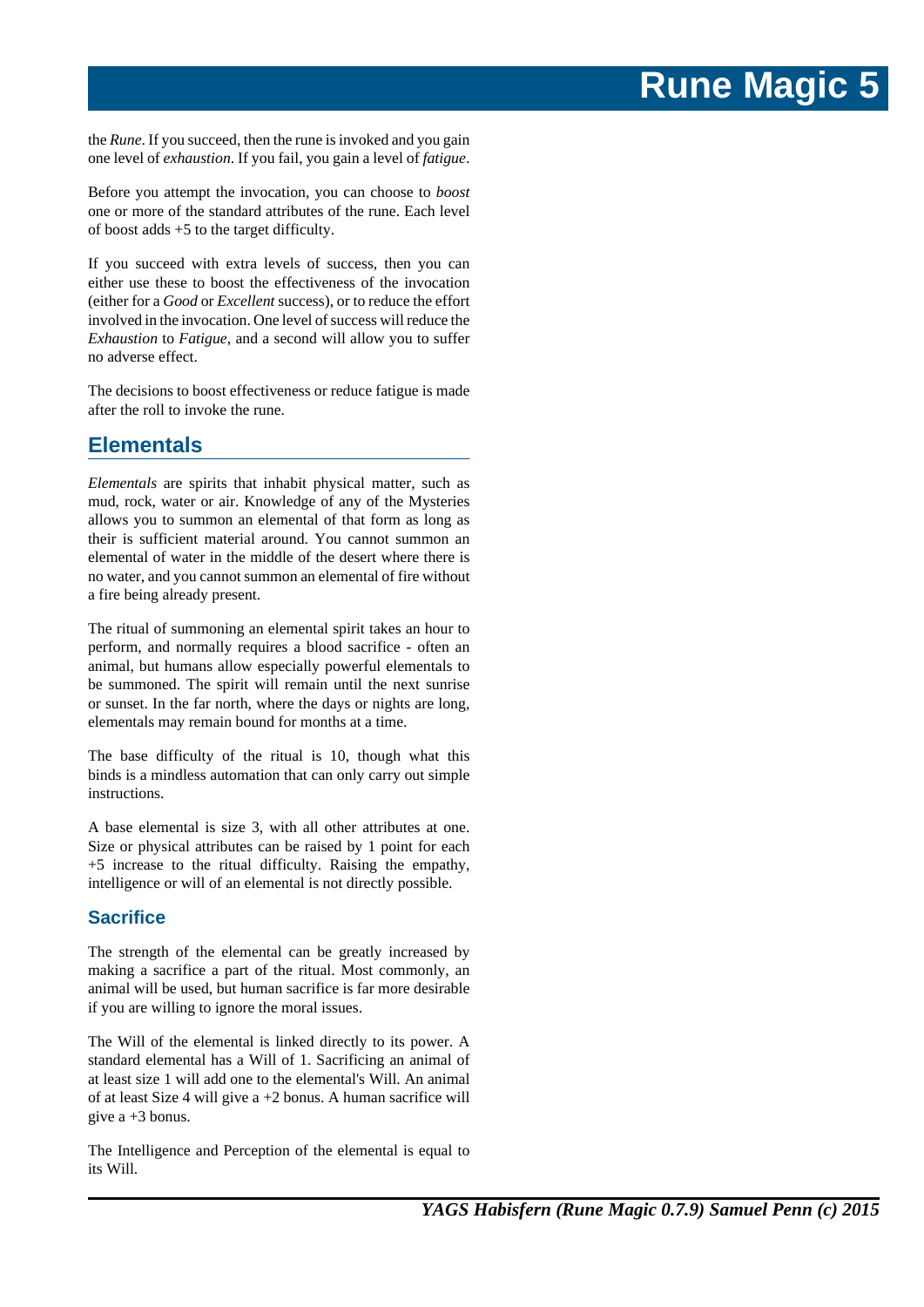the *Rune*. If you succeed, then the rune is invoked and you gain one level of *exhaustion*. If you fail, you gain a level of *fatigue*.

Before you attempt the invocation, you can choose to *boost* one or more of the standard attributes of the rune. Each level of boost adds +5 to the target difficulty.

If you succeed with extra levels of success, then you can either use these to boost the effectiveness of the invocation (either for a *Good* or *Excellent* success), or to reduce the effort involved in the invocation. One level of success will reduce the *Exhaustion* to *Fatigue*, and a second will allow you to suffer no adverse effect.

The decisions to boost effectiveness or reduce fatigue is made after the roll to invoke the rune.

## Elementals

*Elementals* are spirits that inhabit physical matter, such as mud, rock, water or air. Knowledge of any of the Mysteries allows you to summon an elemental of that form as long as their is sufficient material around. You cannot summon an elemental of water in the middle of the desert where there is no water, and you cannot summon an elemental of fire without a fire being already present.

The ritual of summoning an elemental spirit takes an hour to perform, and normally requires a blood sacrifice - often an animal, but humans allow especially powerful elementals to be summoned. The spirit will remain until the next sunrise or sunset. In the far north, where the days or nights are long, elementals may remain bound for months at a time.

The base difficulty of the ritual is 10, though what this binds is a mindless automation that can only carry out simple instructions.

A base elemental is size 3, with all other attributes at one. Size or physical attributes can be raised by 1 point for each +5 increase to the ritual difficulty. Raising the empathy, intelligence or will of an elemental is not directly possible.

### Sacrifice

The strength of the elemental can be greatly increased by making a sacrifice a part of the ritual. Most commonly, an animal will be used, but human sacrifice is far more desirable if you are willing to ignore the moral issues.

The Will of the elemental is linked directly to its power. A standard elemental has a Will of 1. Sacrificing an animal of at least size 1 will add one to the elemental's Will. An animal of at least Size 4 will give a +2 bonus. A human sacrifice will give a +3 bonus.

The Intelligence and Perception of the elemental is equal to its Will.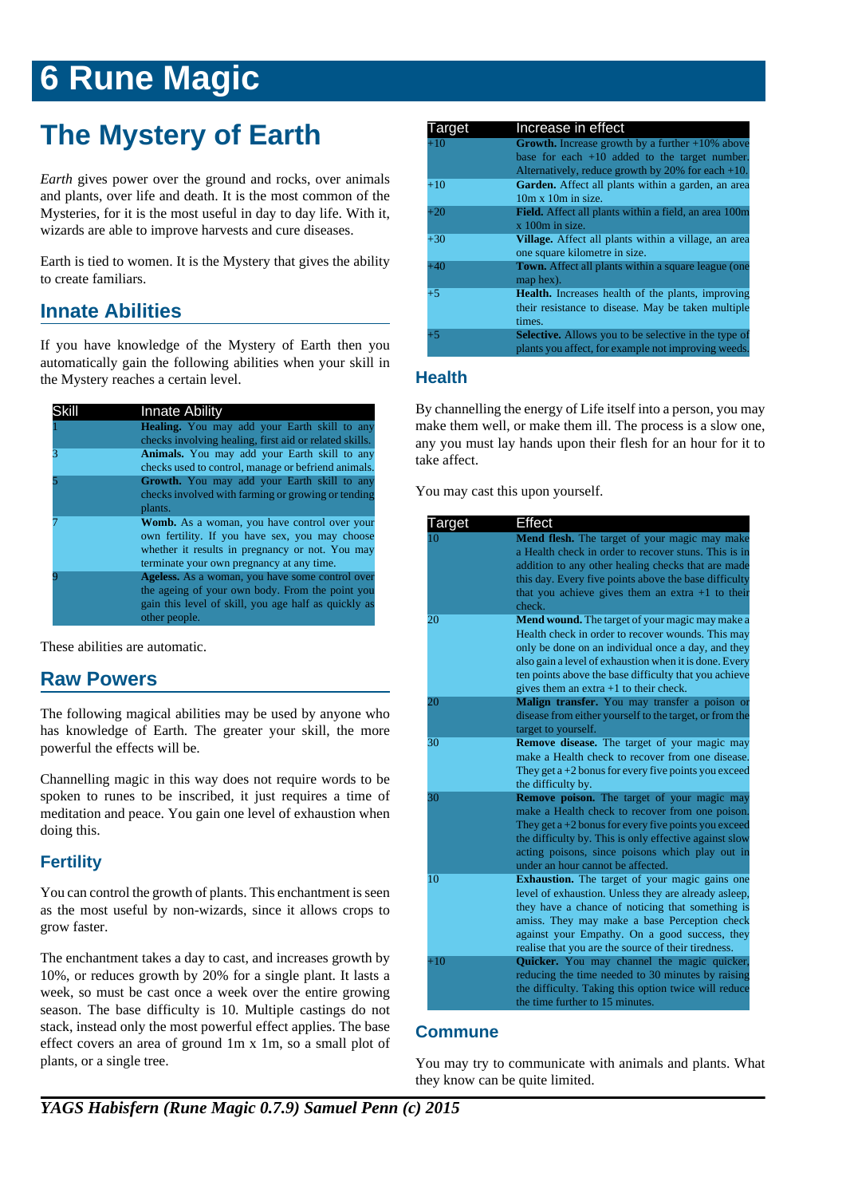# 6 Rune Magic

## The Mystery of Earth

*Earth* gives power over the ground and rocks, over animals and plants, over life and death. It is the most common of the Mysteries, for it is the most useful in day to day life. With it, wizards are able to improve harvests and cure diseases.

Earth is tied to women. It is the Mystery that gives the ability to create familiars.

### Innate Abilities

If you have knowledge of the Mystery of Earth then you automatically gain the following abilities when your skill in the Mystery reaches a certain level.

| Skill | Innate Ability |
|---|---|
| 1 | **Healing.** You may add your Earth skill to any checks involving healing, first aid or related skills. |
| 3 | **Animals.** You may add your Earth skill to any checks used to control, manage or befriend animals. |
| 5 | **Growth.** You may add your Earth skill to any checks involved with farming or growing or tending plants. |
| 7 | **Womb.** As a woman, you have control over your own fertility. If you have sex, you may choose whether it results in pregnancy or not. You may terminate your own pregnancy at any time. |
| 9 | **Ageless.** As a woman, you have some control over the ageing of your own body. From the point you gain this level of skill, you age half as quickly as other people. |

These abilities are automatic.

### Raw Powers

The following magical abilities may be used by anyone who has knowledge of Earth. The greater your skill, the more powerful the effects will be.

Channelling magic in this way does not require words to be spoken to runes to be inscribed, it just requires a time of meditation and peace. You gain one level of exhaustion when doing this.

#### Fertility

You can control the growth of plants. This enchantment is seen as the most useful by non-wizards, since it allows crops to grow faster.

The enchantment takes a day to cast, and increases growth by 10%, or reduces growth by 20% for a single plant. It lasts a week, so must be cast once a week over the entire growing season. The base difficulty is 10. Multiple castings do not stack, instead only the most powerful effect applies. The base effect covers an area of ground 1m x 1m, so a small plot of plants, or a single tree.

| Target | Increase in effect |
|---|---|
| +10 | **Growth.** Increase growth by a further +10% above base for each +10 added to the target number. Alternatively, reduce growth by 20% for each +10. |
| +10 | **Garden.** Affect all plants within a garden, an area 10m x 10m in size. |
| +20 | **Field.** Affect all plants within a field, an area 100m x 100m in size. |
| +30 | **Village.** Affect all plants within a village, an area one square kilometre in size. |
| +40 | **Town.** Affect all plants within a square league (one map hex). |
| +5 | **Health.** Increases health of the plants, improving their resistance to disease. May be taken multiple times. |
| +5 | **Selective.** Allows you to be selective in the type of plants you affect, for example not improving weeds. |

#### Health

By channelling the energy of Life itself into a person, you may make them well, or make them ill. The process is a slow one, any you must lay hands upon their flesh for an hour for it to take affect.

You may cast this upon yourself.

| Target | Effect |
|---|---|
| 10 | **Mend flesh.** The target of your magic may make a Health check in order to recover stuns. This is in addition to any other healing checks that are made this day. Every five points above the base difficulty that you achieve gives them an extra +1 to their check. |
| 20 | **Mend wound.** The target of your magic may make a Health check in order to recover wounds. This may only be done on an individual once a day, and they also gain a level of exhaustion when it is done. Every ten points above the base difficulty that you achieve gives them an extra +1 to their check. |
| 20 | **Malign transfer.** You may transfer a poison or disease from either yourself to the target, or from the target to yourself. |
| 30 | **Remove disease.** The target of your magic may make a Health check to recover from one disease. They get a +2 bonus for every five points you exceed the difficulty by. |
| 30 | **Remove poison.** The target of your magic may make a Health check to recover from one poison. They get a +2 bonus for every five points you exceed the difficulty by. This is only effective against slow acting poisons, since poisons which play out in under an hour cannot be affected. |
| 10 | **Exhaustion.** The target of your magic gains one level of exhaustion. Unless they are already asleep, they have a chance of noticing that something is amiss. They may make a base Perception check against your Empathy. On a good success, they realise that you are the source of their tiredness. |
| +10 | **Quicker.** You may channel the magic quicker, reducing the time needed to 30 minutes by raising the difficulty. Taking this option twice will reduce the time further to 15 minutes. |

#### Commune

You may try to communicate with animals and plants. What they know can be quite limited.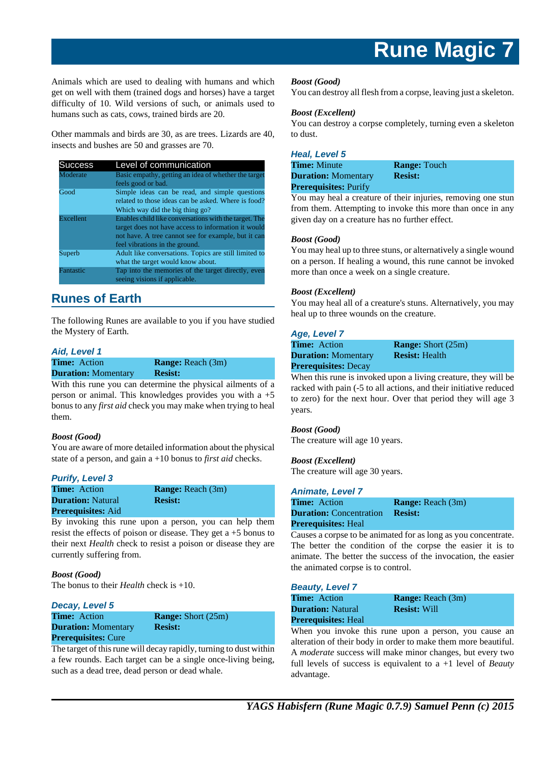Animals which are used to dealing with humans and which get on well with them (trained dogs and horses) have a target difficulty of 10. Wild versions of such, or animals used to humans such as cats, cows, trained birds are 20.

Other mammals and birds are 30, as are trees. Lizards are 40, insects and bushes are 50 and grasses are 70.

| Success | Level of communication |
|---|---|
| Moderate | Basic empathy, getting an idea of whether the target feels good or bad. |
| Good | Simple ideas can be read, and simple questions related to those ideas can be asked. Where is food? Which way did the big thing go? |
| Excellent | Enables child like conversations with the target. The target does not have access to information it would not have. A tree cannot see for example, but it can feel vibrations in the ground. |
| Superb | Adult like conversations. Topics are still limited to what the target would know about. |
| Fantastic | Tap into the memories of the target directly, even seeing visions if applicable. |

## Runes of Earth

The following Runes are available to you if you have studied the Mystery of Earth.

### Aid, Level 1

| | |
|---|---|
| **Time:** Action | **Range:** Reach (3m) |
| **Duration:** Momentary | **Resist:** |

With this rune you can determine the physical ailments of a person or animal. This knowledges provides you with a +5 bonus to any *first aid* check you may make when trying to heal them.

***Boost (Good)***
You are aware of more detailed information about the physical state of a person, and gain a +10 bonus to *first aid* checks.

### Purify, Level 3

| | |
|---|---|
| **Time:** Action | **Range:** Reach (3m) |
| **Duration:** Natural | **Resist:** |
| **Prerequisites:** Aid | |

By invoking this rune upon a person, you can help them resist the effects of poison or disease. They get a +5 bonus to their next *Health* check to resist a poison or disease they are currently suffering from.

***Boost (Good)***
The bonus to their *Health* check is +10.

### Decay, Level 5

| | |
|---|---|
| **Time:** Action | **Range:** Short (25m) |
| **Duration:** Momentary | **Resist:** |
| **Prerequisites:** Cure | |

The target of this rune will decay rapidly, turning to dust within a few rounds. Each target can be a single once-living being, such as a dead tree, dead person or dead whale.

***Boost (Good)***
You can destroy all flesh from a corpse, leaving just a skeleton.

***Boost (Excellent)***
You can destroy a corpse completely, turning even a skeleton to dust.

### Heal, Level 5

| | |
|---|---|
| **Time:** Minute | **Range:** Touch |
| **Duration:** Momentary | **Resist:** |
| **Prerequisites:** Purify | |

You may heal a creature of their injuries, removing one stun from them. Attempting to invoke this more than once in any given day on a creature has no further effect.

***Boost (Good)***
You may heal up to three stuns, or alternatively a single wound on a person. If healing a wound, this rune cannot be invoked more than once a week on a single creature.

***Boost (Excellent)***
You may heal all of a creature's stuns. Alternatively, you may heal up to three wounds on the creature.

### Age, Level 7

| | |
|---|---|
| **Time:** Action | **Range:** Short (25m) |
| **Duration:** Momentary | **Resist:** Health |
| **Prerequisites:** Decay | |

When this rune is invoked upon a living creature, they will be racked with pain (-5 to all actions, and their initiative reduced to zero) for the next hour. Over that period they will age 3 years.

***Boost (Good)***
The creature will age 10 years.

***Boost (Excellent)***
The creature will age 30 years.

### Animate, Level 7

| | |
|---|---|
| **Time:** Action | **Range:** Reach (3m) |
| **Duration:** Concentration | **Resist:** |
| **Prerequisites:** Heal | |

Causes a corpse to be animated for as long as you concentrate. The better the condition of the corpse the easier it is to animate. The better the success of the invocation, the easier the animated corpse is to control.

### Beauty, Level 7

| | |
|---|---|
| **Time:** Action | **Range:** Reach (3m) |
| **Duration:** Natural | **Resist:** Will |
| **Prerequisites:** Heal | |

When you invoke this rune upon a person, you cause an alteration of their body in order to make them more beautiful. A *moderate* success will make minor changes, but every two full levels of success is equivalent to a +1 level of *Beauty* advantage.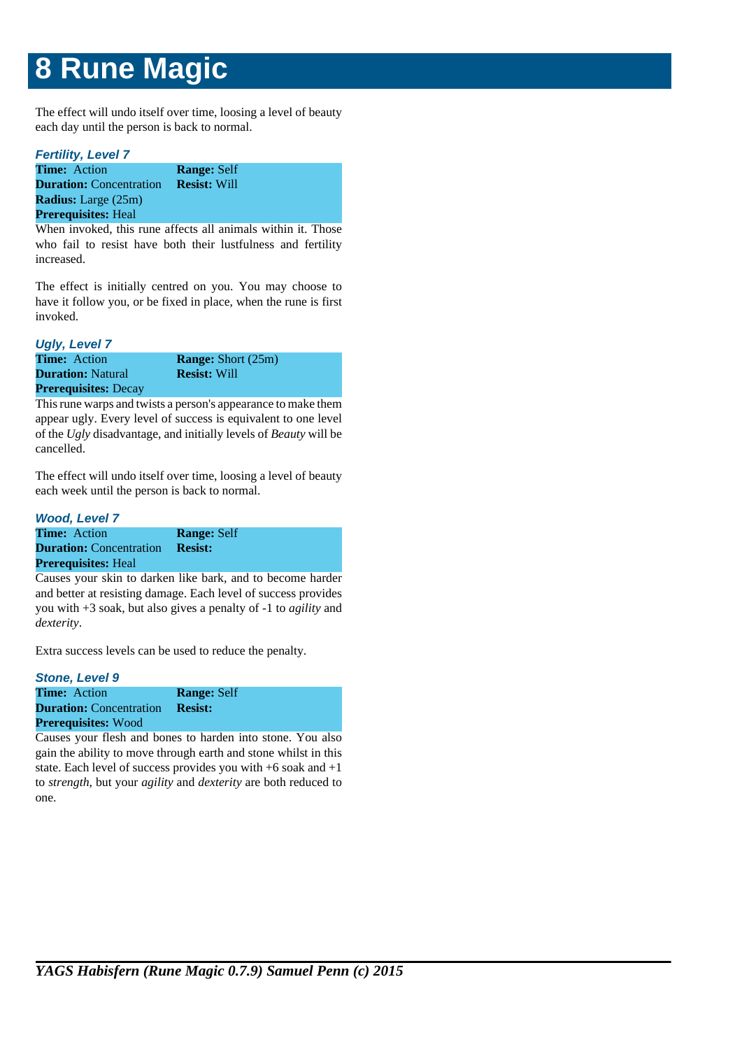# 8 Rune Magic

The effect will undo itself over time, loosing a level of beauty each day until the person is back to normal.

### *Fertility, Level 7*

**Time:** Action
**Range:** Self
**Duration:** Concentration
**Resist:** Will
**Radius:** Large (25m)
**Prerequisites:** Heal

When invoked, this rune affects all animals within it. Those who fail to resist have both their lustfulness and fertility increased.

The effect is initially centred on you. You may choose to have it follow you, or be fixed in place, when the rune is first invoked.

### *Ugly, Level 7*

**Time:** Action
**Range:** Short (25m)
**Duration:** Natural
**Resist:** Will
**Prerequisites:** Decay

This rune warps and twists a person's appearance to make them appear ugly. Every level of success is equivalent to one level of the *Ugly* disadvantage, and initially levels of *Beauty* will be cancelled.

The effect will undo itself over time, loosing a level of beauty each week until the person is back to normal.

### *Wood, Level 7*

**Time:** Action
**Range:** Self
**Duration:** Concentration
**Resist:**
**Prerequisites:** Heal

Causes your skin to darken like bark, and to become harder and better at resisting damage. Each level of success provides you with +3 soak, but also gives a penalty of -1 to *agility* and *dexterity*.

Extra success levels can be used to reduce the penalty.

### *Stone, Level 9*

**Time:** Action
**Range:** Self
**Duration:** Concentration
**Resist:**
**Prerequisites:** Wood

Causes your flesh and bones to harden into stone. You also gain the ability to move through earth and stone whilst in this state. Each level of success provides you with +6 soak and +1 to *strength*, but your *agility* and *dexterity* are both reduced to one.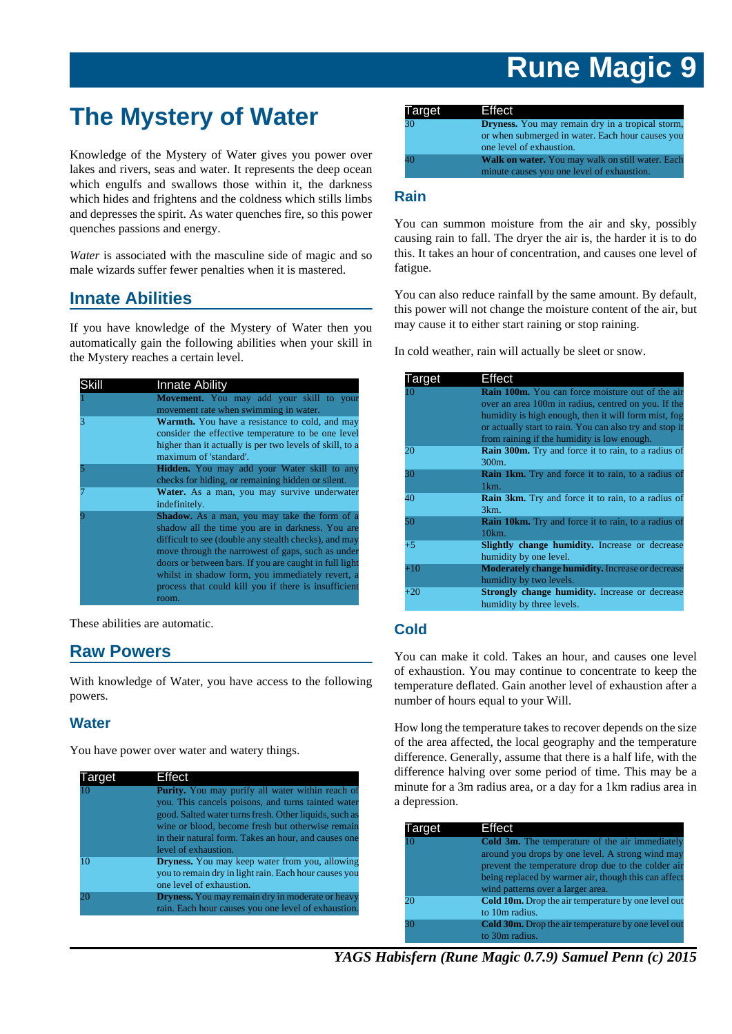# The Mystery of Water

Knowledge of the Mystery of Water gives you power over lakes and rivers, seas and water. It represents the deep ocean which engulfs and swallows those within it, the darkness which hides and frightens and the coldness which stills limbs and depresses the spirit. As water quenches fire, so this power quenches passions and energy.

*Water* is associated with the masculine side of magic and so male wizards suffer fewer penalties when it is mastered.

## Innate Abilities

If you have knowledge of the Mystery of Water then you automatically gain the following abilities when your skill in the Mystery reaches a certain level.

| Skill | Innate Ability |
|---|---|
| 1 | **Movement.** You may add your skill to your movement rate when swimming in water. |
| 3 | **Warmth.** You have a resistance to cold, and may consider the effective temperature to be one level higher than it actually is per two levels of skill, to a maximum of 'standard'. |
| 5 | **Hidden.** You may add your Water skill to any checks for hiding, or remaining hidden or silent. |
| 7 | **Water.** As a man, you may survive underwater indefinitely. |
| 9 | **Shadow.** As a man, you may take the form of a shadow all the time you are in darkness. You are difficult to see (double any stealth checks), and may move through the narrowest of gaps, such as under doors or between bars. If you are caught in full light whilst in shadow form, you immediately revert, a process that could kill you if there is insufficient room. |

These abilities are automatic.

## Raw Powers

With knowledge of Water, you have access to the following powers.

### Water

You have power over water and watery things.

| Target | Effect |
|---|---|
| 10 | **Purity.** You may purify all water within reach of you. This cancels poisons, and turns tainted water good. Salted water turns fresh. Other liquids, such as wine or blood, become fresh but otherwise remain in their natural form. Takes an hour, and causes one level of exhaustion. |
| 10 | **Dryness.** You may keep water from you, allowing you to remain dry in light rain. Each hour causes you one level of exhaustion. |
| 20 | **Dryness.** You may remain dry in moderate or heavy rain. Each hour causes you one level of exhaustion. |
| 30 | **Dryness.** You may remain dry in a tropical storm, or when submerged in water. Each hour causes you one level of exhaustion. |
| 40 | **Walk on water.** You may walk on still water. Each minute causes you one level of exhaustion. |

### Rain

You can summon moisture from the air and sky, possibly causing rain to fall. The dryer the air is, the harder it is to do this. It takes an hour of concentration, and causes one level of fatigue.

You can also reduce rainfall by the same amount. By default, this power will not change the moisture content of the air, but may cause it to either start raining or stop raining.

In cold weather, rain will actually be sleet or snow.

| Target | Effect |
|---|---|
| 10 | **Rain 100m.** You can force moisture out of the air over an area 100m in radius, centred on you. If the humidity is high enough, then it will form mist, fog or actually start to rain. You can also try and stop it from raining if the humidity is low enough. |
| 20 | **Rain 300m.** Try and force it to rain, to a radius of 300m. |
| 30 | **Rain 1km.** Try and force it to rain, to a radius of 1km. |
| 40 | **Rain 3km.** Try and force it to rain, to a radius of 3km. |
| 50 | **Rain 10km.** Try and force it to rain, to a radius of 10km. |
| +5 | **Slightly change humidity.** Increase or decrease humidity by one level. |
| +10 | **Moderately change humidity.** Increase or decrease humidity by two levels. |
| +20 | **Strongly change humidity.** Increase or decrease humidity by three levels. |

### Cold

You can make it cold. Takes an hour, and causes one level of exhaustion. You may continue to concentrate to keep the temperature deflated. Gain another level of exhaustion after a number of hours equal to your Will.

How long the temperature takes to recover depends on the size of the area affected, the local geography and the temperature difference. Generally, assume that there is a half life, with the difference halving over some period of time. This may be a minute for a 3m radius area, or a day for a 1km radius area in a depression.

| Target | Effect |
|---|---|
| 10 | **Cold 3m.** The temperature of the air immediately around you drops by one level. A strong wind may prevent the temperature drop due to the colder air being replaced by warmer air, though this can affect wind patterns over a larger area. |
| 20 | **Cold 10m.** Drop the air temperature by one level out to 10m radius. |
| 30 | **Cold 30m.** Drop the air temperature by one level out to 30m radius. |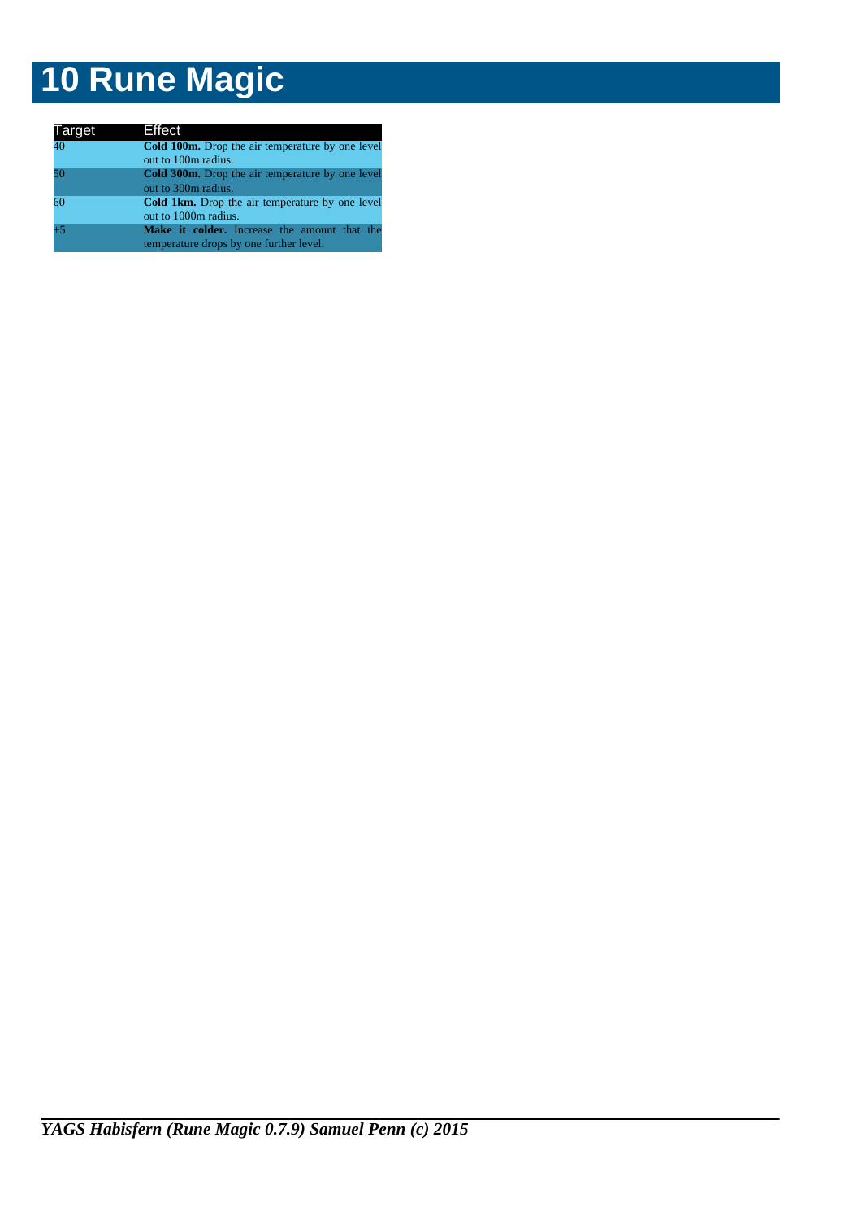# 10 Rune Magic

| Target | Effect |
|---|---|
| 40 | **Cold 100m.** Drop the air temperature by one level out to 100m radius. |
| 50 | **Cold 300m.** Drop the air temperature by one level out to 300m radius. |
| 60 | **Cold 1km.** Drop the air temperature by one level out to 1000m radius. |
| +5 | **Make it colder.** Increase the amount that the temperature drops by one further level. |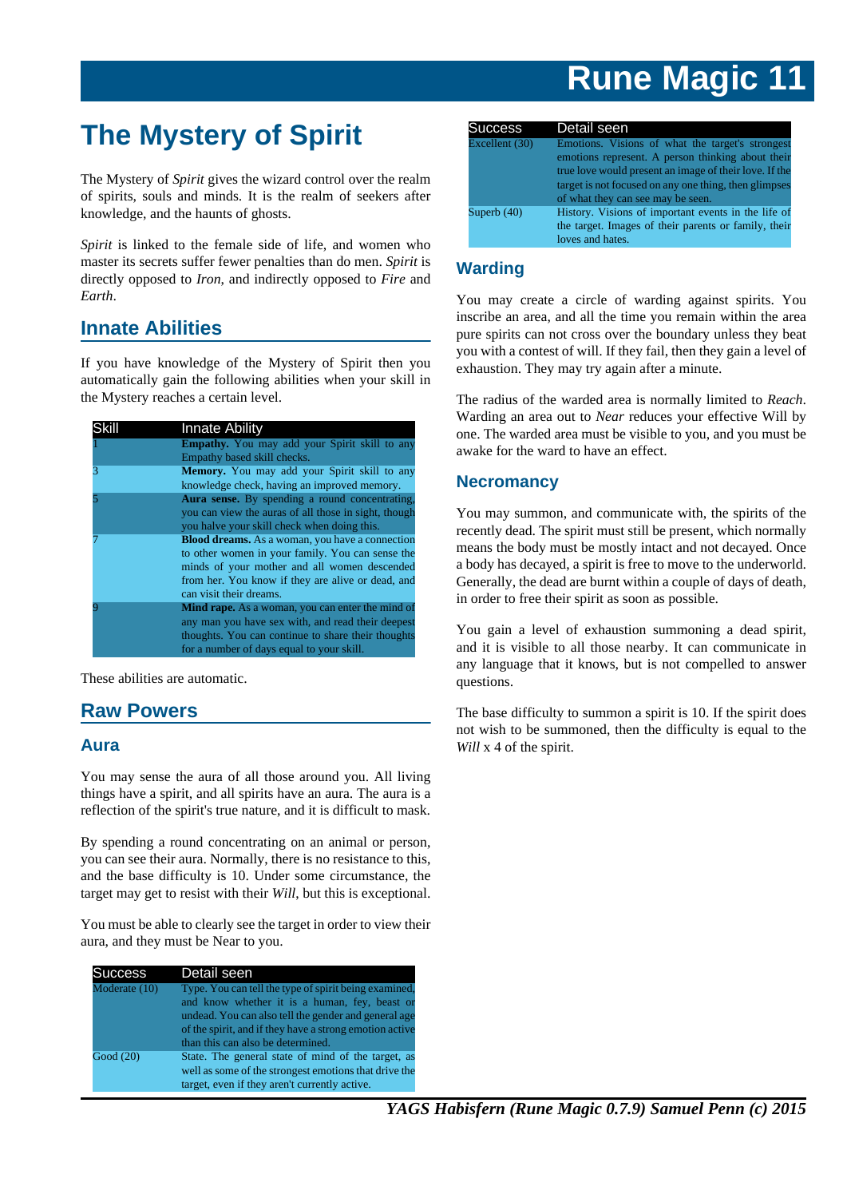# The Mystery of Spirit

The Mystery of *Spirit* gives the wizard control over the realm of spirits, souls and minds. It is the realm of seekers after knowledge, and the haunts of ghosts.

*Spirit* is linked to the female side of life, and women who master its secrets suffer fewer penalties than do men. *Spirit* is directly opposed to *Iron*, and indirectly opposed to *Fire* and *Earth*.

## Innate Abilities

If you have knowledge of the Mystery of Spirit then you automatically gain the following abilities when your skill in the Mystery reaches a certain level.

| Skill | Innate Ability |
|---|---|
| 1 | **Empathy.** You may add your Spirit skill to any Empathy based skill checks. |
| 3 | **Memory.** You may add your Spirit skill to any knowledge check, having an improved memory. |
| 5 | **Aura sense.** By spending a round concentrating, you can view the auras of all those in sight, though you halve your skill check when doing this. |
| 7 | **Blood dreams.** As a woman, you have a connection to other women in your family. You can sense the minds of your mother and all women descended from her. You know if they are alive or dead, and can visit their dreams. |
| 9 | **Mind rape.** As a woman, you can enter the mind of any man you have sex with, and read their deepest thoughts. You can continue to share their thoughts for a number of days equal to your skill. |

These abilities are automatic.

## Raw Powers

### Aura

You may sense the aura of all those around you. All living things have a spirit, and all spirits have an aura. The aura is a reflection of the spirit's true nature, and it is difficult to mask.

By spending a round concentrating on an animal or person, you can see their aura. Normally, there is no resistance to this, and the base difficulty is 10. Under some circumstance, the target may get to resist with their *Will*, but this is exceptional.

You must be able to clearly see the target in order to view their aura, and they must be Near to you.

| Success | Detail seen |
|---|---|
| Moderate (10) | Type. You can tell the type of spirit being examined, and know whether it is a human, fey, beast or undead. You can also tell the gender and general age of the spirit, and if they have a strong emotion active than this can also be determined. |
| Good (20) | State. The general state of mind of the target, as well as some of the strongest emotions that drive the target, even if they aren't currently active. |
| Excellent (30) | Emotions. Visions of what the target's strongest emotions represent. A person thinking about their true love would present an image of their love. If the target is not focused on any one thing, then glimpses of what they can see may be seen. |
| Superb (40) | History. Visions of important events in the life of the target. Images of their parents or family, their loves and hates. |

### Warding

You may create a circle of warding against spirits. You inscribe an area, and all the time you remain within the area pure spirits can not cross over the boundary unless they beat you with a contest of will. If they fail, then they gain a level of exhaustion. They may try again after a minute.

The radius of the warded area is normally limited to *Reach*. Warding an area out to *Near* reduces your effective Will by one. The warded area must be visible to you, and you must be awake for the ward to have an effect.

### Necromancy

You may summon, and communicate with, the spirits of the recently dead. The spirit must still be present, which normally means the body must be mostly intact and not decayed. Once a body has decayed, a spirit is free to move to the underworld. Generally, the dead are burnt within a couple of days of death, in order to free their spirit as soon as possible.

You gain a level of exhaustion summoning a dead spirit, and it is visible to all those nearby. It can communicate in any language that it knows, but is not compelled to answer questions.

The base difficulty to summon a spirit is 10. If the spirit does not wish to be summoned, then the difficulty is equal to the *Will* x 4 of the spirit.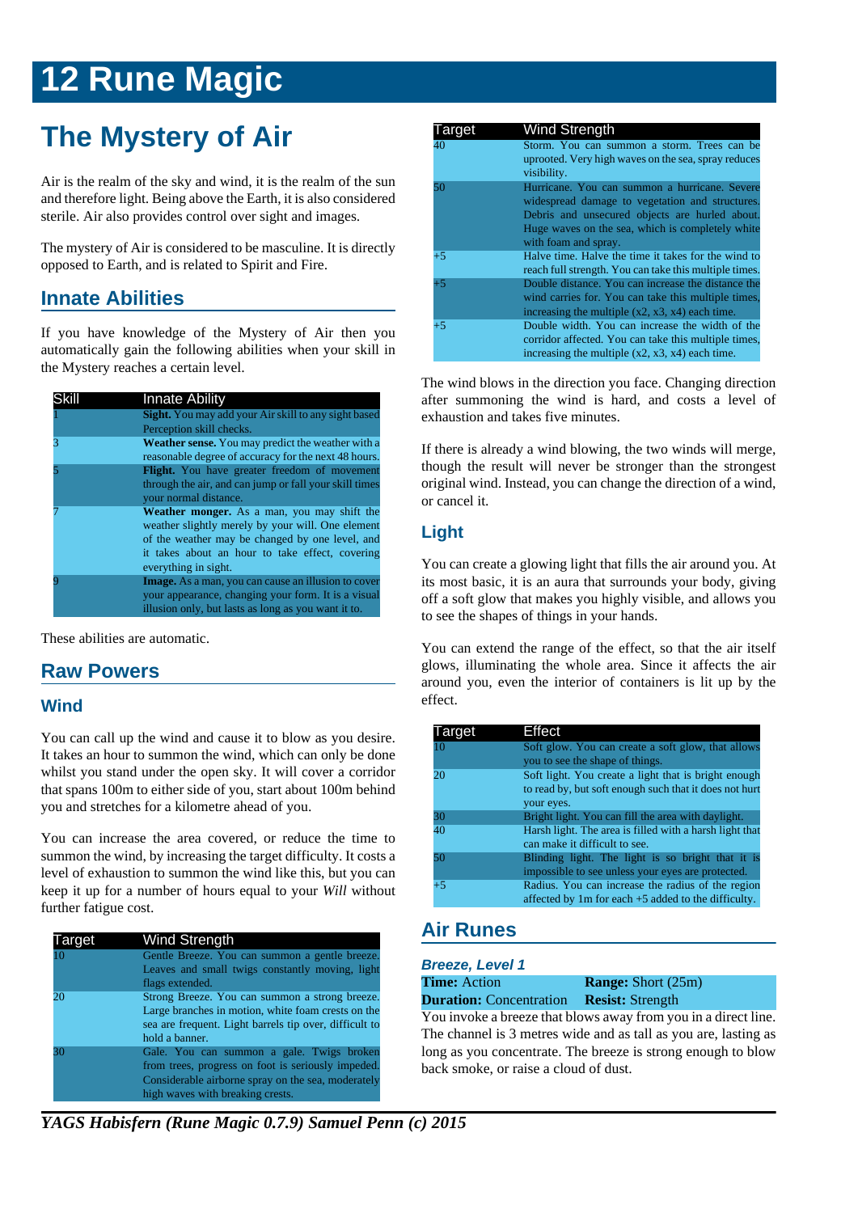# 12 Rune Magic

## The Mystery of Air

Air is the realm of the sky and wind, it is the realm of the sun and therefore light. Being above the Earth, it is also considered sterile. Air also provides control over sight and images.

The mystery of Air is considered to be masculine. It is directly opposed to Earth, and is related to Spirit and Fire.

### Innate Abilities

If you have knowledge of the Mystery of Air then you automatically gain the following abilities when your skill in the Mystery reaches a certain level.

| Skill | Innate Ability |
|---|---|
| 1 | **Sight.** You may add your Air skill to any sight based Perception skill checks. |
| 3 | **Weather sense.** You may predict the weather with a reasonable degree of accuracy for the next 48 hours. |
| 5 | **Flight.** You have greater freedom of movement through the air, and can jump or fall your skill times your normal distance. |
| 7 | **Weather monger.** As a man, you may shift the weather slightly merely by your will. One element of the weather may be changed by one level, and it takes about an hour to take effect, covering everything in sight. |
| 9 | **Image.** As a man, you can cause an illusion to cover your appearance, changing your form. It is a visual illusion only, but lasts as long as you want it to. |

These abilities are automatic.

### Raw Powers

#### Wind

You can call up the wind and cause it to blow as you desire. It takes an hour to summon the wind, which can only be done whilst you stand under the open sky. It will cover a corridor that spans 100m to either side of you, start about 100m behind you and stretches for a kilometre ahead of you.

You can increase the area covered, or reduce the time to summon the wind, by increasing the target difficulty. It costs a level of exhaustion to summon the wind like this, but you can keep it up for a number of hours equal to your *Will* without further fatigue cost.

| Target | Wind Strength |
|---|---|
| 10 | Gentle Breeze. You can summon a gentle breeze. Leaves and small twigs constantly moving, light flags extended. |
| 20 | Strong Breeze. You can summon a strong breeze. Large branches in motion, white foam crests on the sea are frequent. Light barrels tip over, difficult to hold a banner. |
| 30 | Gale. You can summon a gale. Twigs broken from trees, progress on foot is seriously impeded. Considerable airborne spray on the sea, moderately high waves with breaking crests. |
| 40 | Storm. You can summon a storm. Trees can be uprooted. Very high waves on the sea, spray reduces visibility. |
| 50 | Hurricane. You can summon a hurricane. Severe widespread damage to vegetation and structures. Debris and unsecured objects are hurled about. Huge waves on the sea, which is completely white with foam and spray. |
| +5 | Halve time. Halve the time it takes for the wind to reach full strength. You can take this multiple times. |
| +5 | Double distance. You can increase the distance the wind carries for. You can take this multiple times, increasing the multiple (x2, x3, x4) each time. |
| +5 | Double width. You can increase the width of the corridor affected. You can take this multiple times, increasing the multiple (x2, x3, x4) each time. |

The wind blows in the direction you face. Changing direction after summoning the wind is hard, and costs a level of exhaustion and takes five minutes.

If there is already a wind blowing, the two winds will merge, though the result will never be stronger than the strongest original wind. Instead, you can change the direction of a wind, or cancel it.

#### Light

You can create a glowing light that fills the air around you. At its most basic, it is an aura that surrounds your body, giving off a soft glow that makes you highly visible, and allows you to see the shapes of things in your hands.

You can extend the range of the effect, so that the air itself glows, illuminating the whole area. Since it affects the air around you, even the interior of containers is lit up by the effect.

| Target | Effect |
|---|---|
| 10 | Soft glow. You can create a soft glow, that allows you to see the shape of things. |
| 20 | Soft light. You create a light that is bright enough to read by, but soft enough such that it does not hurt your eyes. |
| 30 | Bright light. You can fill the area with daylight. |
| 40 | Harsh light. The area is filled with a harsh light that can make it difficult to see. |
| 50 | Blinding light. The light is so bright that it is impossible to see unless your eyes are protected. |
| +5 | Radius. You can increase the radius of the region affected by 1m for each +5 added to the difficulty. |

### Air Runes

#### *Breeze, Level 1*

**Time:** Action | **Range:** Short (25m)
**Duration:** Concentration | **Resist:** Strength

You invoke a breeze that blows away from you in a direct line. The channel is 3 metres wide and as tall as you are, lasting as long as you concentrate. The breeze is strong enough to blow back smoke, or raise a cloud of dust.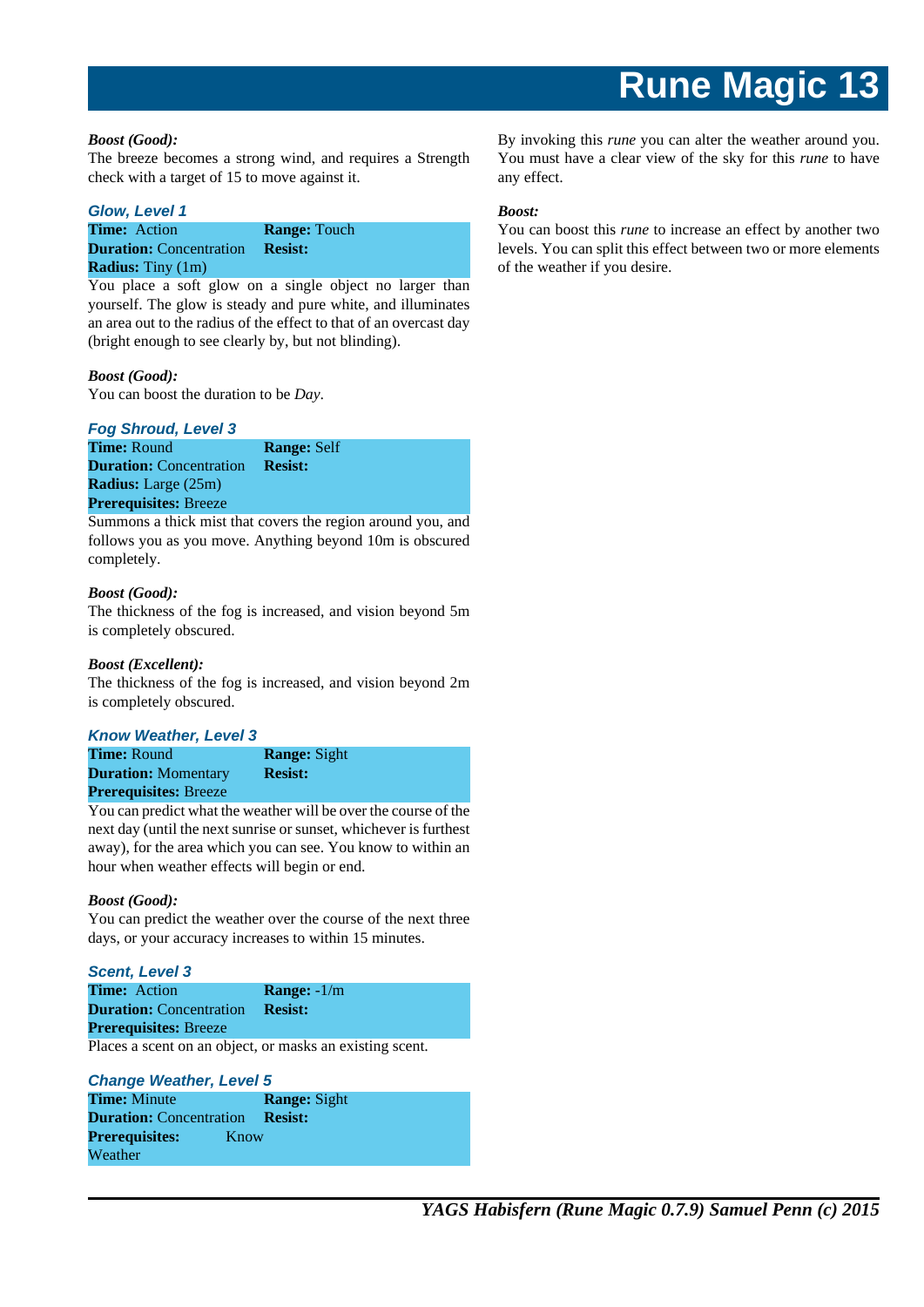**Boost (Good):**

The breeze becomes a strong wind, and requires a Strength check with a target of 15 to move against it.

### Glow, Level 1

| | |
|---|---|
| **Time:** Action | **Range:** Touch |
| **Duration:** Concentration | **Resist:** |
| **Radius:** Tiny (1m) | |

You place a soft glow on a single object no larger than yourself. The glow is steady and pure white, and illuminates an area out to the radius of the effect to that of an overcast day (bright enough to see clearly by, but not blinding).

**Boost (Good):**

You can boost the duration to be *Day*.

### Fog Shroud, Level 3

| | |
|---|---|
| **Time:** Round | **Range:** Self |
| **Duration:** Concentration | **Resist:** |
| **Radius:** Large (25m) | |
| **Prerequisites:** Breeze | |

Summons a thick mist that covers the region around you, and follows you as you move. Anything beyond 10m is obscured completely.

**Boost (Good):**

The thickness of the fog is increased, and vision beyond 5m is completely obscured.

**Boost (Excellent):**

The thickness of the fog is increased, and vision beyond 2m is completely obscured.

### Know Weather, Level 3

| | |
|---|---|
| **Time:** Round | **Range:** Sight |
| **Duration:** Momentary | **Resist:** |
| **Prerequisites:** Breeze | |

You can predict what the weather will be over the course of the next day (until the next sunrise or sunset, whichever is furthest away), for the area which you can see. You know to within an hour when weather effects will begin or end.

**Boost (Good):**

You can predict the weather over the course of the next three days, or your accuracy increases to within 15 minutes.

### Scent, Level 3

| | |
|---|---|
| **Time:** Action | **Range:** -1/m |
| **Duration:** Concentration | **Resist:** |
| **Prerequisites:** Breeze | |

Places a scent on an object, or masks an existing scent.

### Change Weather, Level 5

| | |
|---|---|
| **Time:** Minute | **Range:** Sight |
| **Duration:** Concentration | **Resist:** |
| **Prerequisites:** Know Weather | |

By invoking this *rune* you can alter the weather around you. You must have a clear view of the sky for this *rune* to have any effect.

**Boost:**

You can boost this *rune* to increase an effect by another two levels. You can split this effect between two or more elements of the weather if you desire.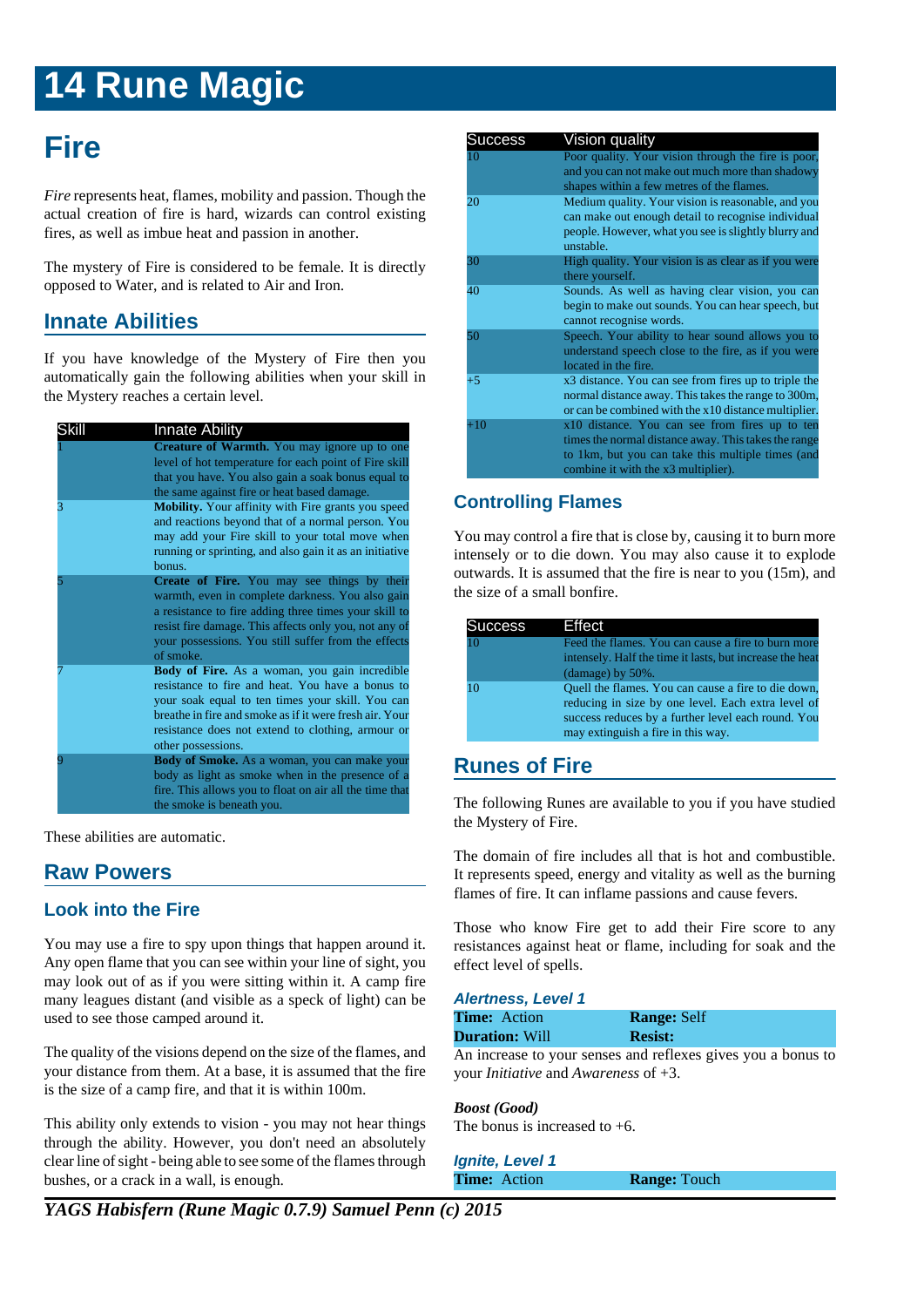# 14 Rune Magic

## Fire

*Fire* represents heat, flames, mobility and passion. Though the actual creation of fire is hard, wizards can control existing fires, as well as imbue heat and passion in another.

The mystery of Fire is considered to be female. It is directly opposed to Water, and is related to Air and Iron.

### Innate Abilities

If you have knowledge of the Mystery of Fire then you automatically gain the following abilities when your skill in the Mystery reaches a certain level.

| Skill | Innate Ability |
|---|---|
| 1 | **Creature of Warmth.** You may ignore up to one level of hot temperature for each point of Fire skill that you have. You also gain a soak bonus equal to the same against fire or heat based damage. |
| 3 | **Mobility.** Your affinity with Fire grants you speed and reactions beyond that of a normal person. You may add your Fire skill to your total move when running or sprinting, and also gain it as an initiative bonus. |
| 5 | **Create of Fire.** You may see things by their warmth, even in complete darkness. You also gain a resistance to fire adding three times your skill to resist fire damage. This affects only you, not any of your possessions. You still suffer from the effects of smoke. |
| 7 | **Body of Fire.** As a woman, you gain incredible resistance to fire and heat. You have a bonus to your soak equal to ten times your skill. You can breathe in fire and smoke as if it were fresh air. Your resistance does not extend to clothing, armour or other possessions. |
| 9 | **Body of Smoke.** As a woman, you can make your body as light as smoke when in the presence of a fire. This allows you to float on air all the time that the smoke is beneath you. |

These abilities are automatic.

### Raw Powers

#### Look into the Fire

You may use a fire to spy upon things that happen around it. Any open flame that you can see within your line of sight, you may look out of as if you were sitting within it. A camp fire many leagues distant (and visible as a speck of light) can be used to see those camped around it.

The quality of the visions depend on the size of the flames, and your distance from them. At a base, it is assumed that the fire is the size of a camp fire, and that it is within 100m.

This ability only extends to vision - you may not hear things through the ability. However, you don't need an absolutely clear line of sight - being able to see some of the flames through bushes, or a crack in a wall, is enough.

| Success | Vision quality |
|---|---|
| 10 | Poor quality. Your vision through the fire is poor, and you can not make out much more than shadowy shapes within a few metres of the flames. |
| 20 | Medium quality. Your vision is reasonable, and you can make out enough detail to recognise individual people. However, what you see is slightly blurry and unstable. |
| 30 | High quality. Your vision is as clear as if you were there yourself. |
| 40 | Sounds. As well as having clear vision, you can begin to make out sounds. You can hear speech, but cannot recognise words. |
| 50 | Speech. Your ability to hear sound allows you to understand speech close to the fire, as if you were located in the fire. |
| +5 | x3 distance. You can see from fires up to triple the normal distance away. This takes the range to 300m, or can be combined with the x10 distance multiplier. |
| +10 | x10 distance. You can see from fires up to ten times the normal distance away. This takes the range to 1km, but you can take this multiple times (and combine it with the x3 multiplier). |

#### Controlling Flames

You may control a fire that is close by, causing it to burn more intensely or to die down. You may also cause it to explode outwards. It is assumed that the fire is near to you (15m), and the size of a small bonfire.

| Success | Effect |
|---|---|
| 10 | Feed the flames. You can cause a fire to burn more intensely. Half the time it lasts, but increase the heat (damage) by 50%. |
| 10 | Quell the flames. You can cause a fire to die down, reducing in size by one level. Each extra level of success reduces by a further level each round. You may extinguish a fire in this way. |

### Runes of Fire

The following Runes are available to you if you have studied the Mystery of Fire.

The domain of fire includes all that is hot and combustible. It represents speed, energy and vitality as well as the burning flames of fire. It can inflame passions and cause fevers.

Those who know Fire get to add their Fire score to any resistances against heat or flame, including for soak and the effect level of spells.

#### *Alertness, Level 1*

| **Time:** Action | **Range:** Self |
|---|---|
| **Duration:** Will | **Resist:** |

An increase to your senses and reflexes gives you a bonus to your *Initiative* and *Awareness* of +3.

***Boost (Good)***
The bonus is increased to +6.

#### *Ignite, Level 1*

| **Time:** Action | **Range:** Touch |
|---|---|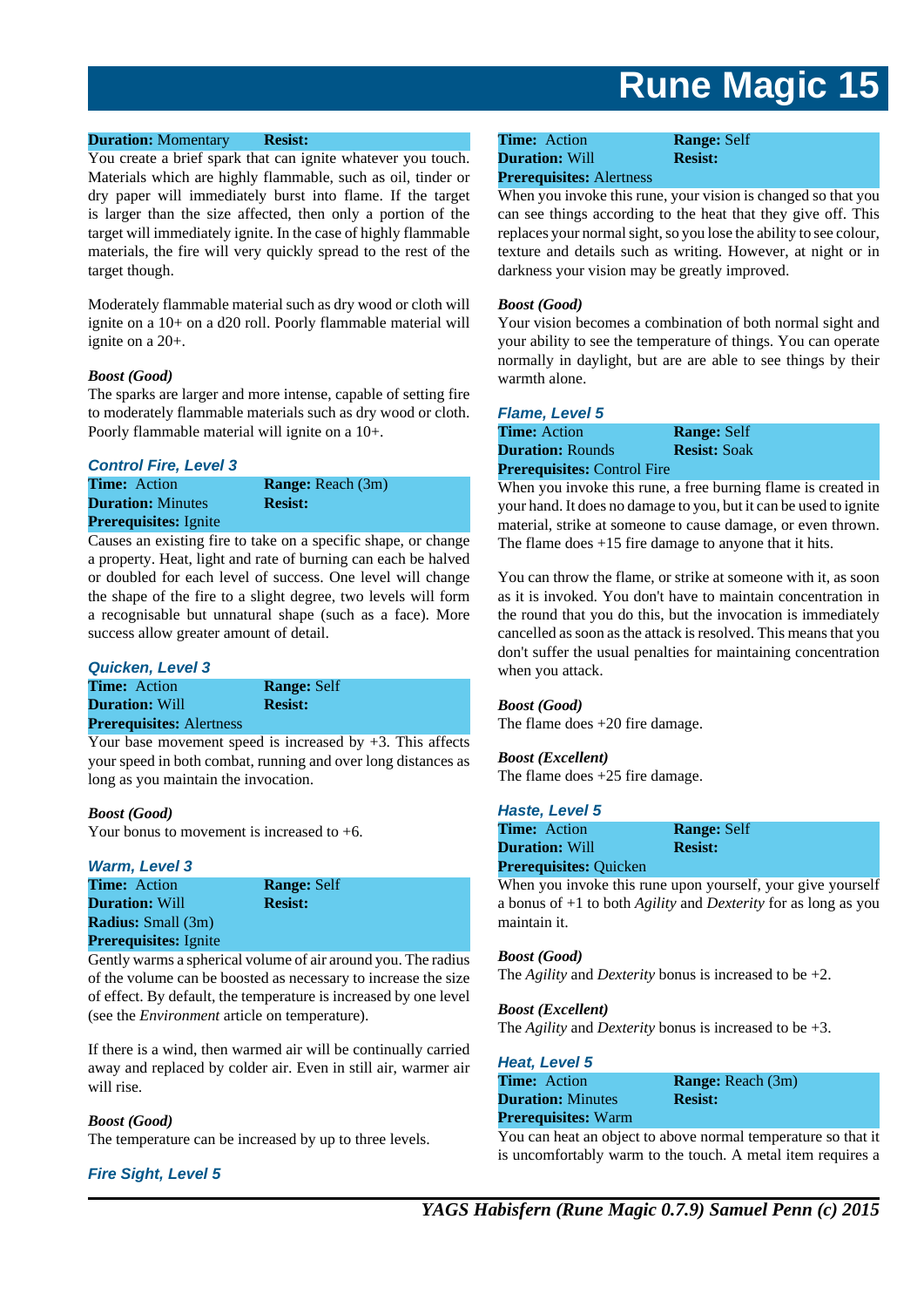**Duration:** Momentary **Resist:**

You create a brief spark that can ignite whatever you touch. Materials which are highly flammable, such as oil, tinder or dry paper will immediately burst into flame. If the target is larger than the size affected, then only a portion of the target will immediately ignite. In the case of highly flammable materials, the fire will very quickly spread to the rest of the target though.

Moderately flammable material such as dry wood or cloth will ignite on a 10+ on a d20 roll. Poorly flammable material will ignite on a 20+.

***Boost (Good)***

The sparks are larger and more intense, capable of setting fire to moderately flammable materials such as dry wood or cloth. Poorly flammable material will ignite on a 10+.

### Control Fire, Level 3

**Time:** Action
**Range:** Reach (3m)
**Duration:** Minutes
**Resist:**
**Prerequisites:** Ignite

Causes an existing fire to take on a specific shape, or change a property. Heat, light and rate of burning can each be halved or doubled for each level of success. One level will change the shape of the fire to a slight degree, two levels will form a recognisable but unnatural shape (such as a face). More success allow greater amount of detail.

### Quicken, Level 3

**Time:** Action
**Range:** Self
**Duration:** Will
**Resist:**
**Prerequisites:** Alertness

Your base movement speed is increased by +3. This affects your speed in both combat, running and over long distances as long as you maintain the invocation.

***Boost (Good)***

Your bonus to movement is increased to +6.

### Warm, Level 3

**Time:** Action
**Range:** Self
**Duration:** Will
**Resist:**
**Radius:** Small (3m)
**Prerequisites:** Ignite

Gently warms a spherical volume of air around you. The radius of the volume can be boosted as necessary to increase the size of effect. By default, the temperature is increased by one level (see the *Environment* article on temperature).

If there is a wind, then warmed air will be continually carried away and replaced by colder air. Even in still air, warmer air will rise.

***Boost (Good)***

The temperature can be increased by up to three levels.

### Fire Sight, Level 5

**Time:** Action
**Range:** Self
**Duration:** Will
**Resist:**
**Prerequisites:** Alertness

When you invoke this rune, your vision is changed so that you can see things according to the heat that they give off. This replaces your normal sight, so you lose the ability to see colour, texture and details such as writing. However, at night or in darkness your vision may be greatly improved.

***Boost (Good)***

Your vision becomes a combination of both normal sight and your ability to see the temperature of things. You can operate normally in daylight, but are are able to see things by their warmth alone.

### Flame, Level 5

**Time:** Action
**Range:** Self
**Duration:** Rounds
**Resist:** Soak
**Prerequisites:** Control Fire

When you invoke this rune, a free burning flame is created in your hand. It does no damage to you, but it can be used to ignite material, strike at someone to cause damage, or even thrown. The flame does +15 fire damage to anyone that it hits.

You can throw the flame, or strike at someone with it, as soon as it is invoked. You don't have to maintain concentration in the round that you do this, but the invocation is immediately cancelled as soon as the attack is resolved. This means that you don't suffer the usual penalties for maintaining concentration when you attack.

***Boost (Good)***

The flame does +20 fire damage.

***Boost (Excellent)***

The flame does +25 fire damage.

### Haste, Level 5

**Time:** Action
**Range:** Self
**Duration:** Will
**Resist:**
**Prerequisites:** Quicken

When you invoke this rune upon yourself, your give yourself a bonus of +1 to both *Agility* and *Dexterity* for as long as you maintain it.

***Boost (Good)***

The *Agility* and *Dexterity* bonus is increased to be +2.

***Boost (Excellent)***

The *Agility* and *Dexterity* bonus is increased to be +3.

### Heat, Level 5

**Time:** Action
**Range:** Reach (3m)
**Duration:** Minutes
**Resist:**
**Prerequisites:** Warm

You can heat an object to above normal temperature so that it is uncomfortably warm to the touch. A metal item requires a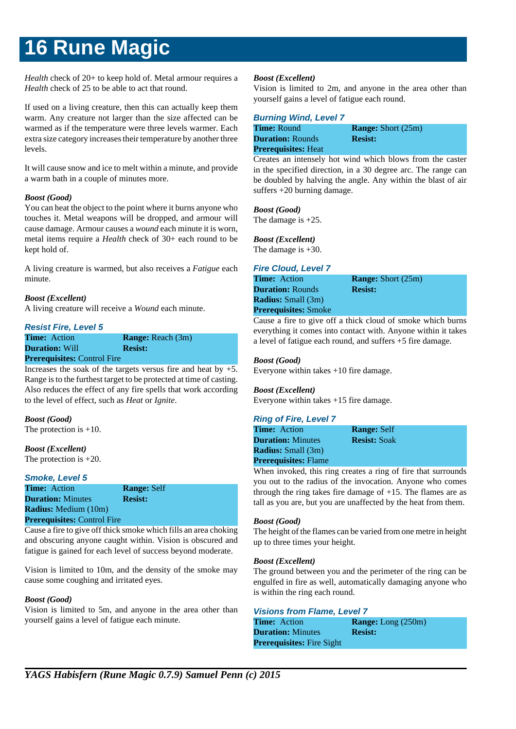# 16 Rune Magic

*Health* check of 20+ to keep hold of. Metal armour requires a *Health* check of 25 to be able to act that round.

If used on a living creature, then this can actually keep them warm. Any creature not larger than the size affected can be warmed as if the temperature were three levels warmer. Each extra size category increases their temperature by another three levels.

It will cause snow and ice to melt within a minute, and provide a warm bath in a couple of minutes more.

***Boost (Good)***
You can heat the object to the point where it burns anyone who touches it. Metal weapons will be dropped, and armour will cause damage. Armour causes a *wound* each minute it is worn, metal items require a *Health* check of 30+ each round to be kept hold of.

A living creature is warmed, but also receives a *Fatigue* each minute.

***Boost (Excellent)***
A living creature will receive a *Wound* each minute.

### *Resist Fire, Level 5*

| | |
|---|---|
| **Time:** Action | **Range:** Reach (3m) |
| **Duration:** Will | **Resist:** |
| **Prerequisites:** Control Fire | |

Increases the soak of the targets versus fire and heat by +5. Range is to the furthest target to be protected at time of casting. Also reduces the effect of any fire spells that work according to the level of effect, such as *Heat* or *Ignite*.

***Boost (Good)***
The protection is +10.

***Boost (Excellent)***
The protection is +20.

### *Smoke, Level 5*

| | |
|---|---|
| **Time:** Action | **Range:** Self |
| **Duration:** Minutes | **Resist:** |
| **Radius:** Medium (10m) | |
| **Prerequisites:** Control Fire | |

Cause a fire to give off thick smoke which fills an area choking and obscuring anyone caught within. Vision is obscured and fatigue is gained for each level of success beyond moderate.

Vision is limited to 10m, and the density of the smoke may cause some coughing and irritated eyes.

***Boost (Good)***
Vision is limited to 5m, and anyone in the area other than yourself gains a level of fatigue each minute.

***Boost (Excellent)***
Vision is limited to 2m, and anyone in the area other than yourself gains a level of fatigue each round.

### *Burning Wind, Level 7*

| | |
|---|---|
| **Time:** Round | **Range:** Short (25m) |
| **Duration:** Rounds | **Resist:** |
| **Prerequisites:** Heat | |

Creates an intensely hot wind which blows from the caster in the specified direction, in a 30 degree arc. The range can be doubled by halving the angle. Any within the blast of air suffers +20 burning damage.

***Boost (Good)***
The damage is +25.

***Boost (Excellent)***
The damage is +30.

### *Fire Cloud, Level 7*

| | |
|---|---|
| **Time:** Action | **Range:** Short (25m) |
| **Duration:** Rounds | **Resist:** |
| **Radius:** Small (3m) | |
| **Prerequisites:** Smoke | |

Cause a fire to give off a thick cloud of smoke which burns everything it comes into contact with. Anyone within it takes a level of fatigue each round, and suffers +5 fire damage.

***Boost (Good)***
Everyone within takes +10 fire damage.

***Boost (Excellent)***
Everyone within takes +15 fire damage.

### *Ring of Fire, Level 7*

| | |
|---|---|
| **Time:** Action | **Range:** Self |
| **Duration:** Minutes | **Resist:** Soak |
| **Radius:** Small (3m) | |
| **Prerequisites:** Flame | |

When invoked, this ring creates a ring of fire that surrounds you out to the radius of the invocation. Anyone who comes through the ring takes fire damage of +15. The flames are as tall as you are, but you are unaffected by the heat from them.

***Boost (Good)***
The height of the flames can be varied from one metre in height up to three times your height.

***Boost (Excellent)***
The ground between you and the perimeter of the ring can be engulfed in fire as well, automatically damaging anyone who is within the ring each round.

### *Visions from Flame, Level 7*

| | |
|---|---|
| **Time:** Action | **Range:** Long (250m) |
| **Duration:** Minutes | **Resist:** |
| **Prerequisites:** Fire Sight | |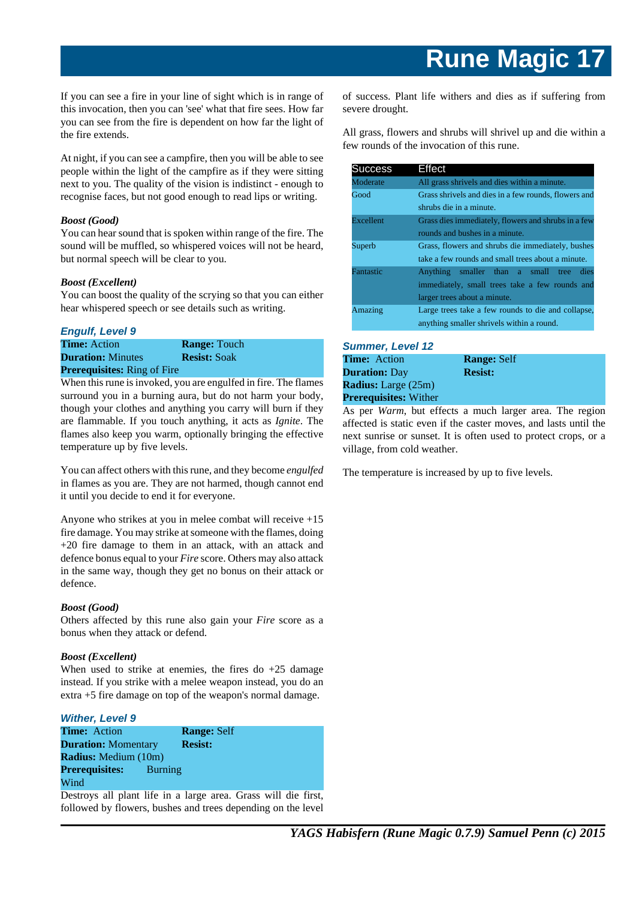If you can see a fire in your line of sight which is in range of this invocation, then you can 'see' what that fire sees. How far you can see from the fire is dependent on how far the light of the fire extends.

At night, if you can see a campfire, then you will be able to see people within the light of the campfire as if they were sitting next to you. The quality of the vision is indistinct - enough to recognise faces, but not good enough to read lips or writing.

***Boost (Good)***
You can hear sound that is spoken within range of the fire. The sound will be muffled, so whispered voices will not be heard, but normal speech will be clear to you.

***Boost (Excellent)***
You can boost the quality of the scrying so that you can either hear whispered speech or see details such as writing.

### *Engulf, Level 9*

**Time:** Action | **Range:** Touch
**Duration:** Minutes | **Resist:** Soak
**Prerequisites:** Ring of Fire

When this rune is invoked, you are engulfed in fire. The flames surround you in a burning aura, but do not harm your body, though your clothes and anything you carry will burn if they are flammable. If you touch anything, it acts as *Ignite*. The flames also keep you warm, optionally bringing the effective temperature up by five levels.

You can affect others with this rune, and they become *engulfed* in flames as you are. They are not harmed, though cannot end it until you decide to end it for everyone.

Anyone who strikes at you in melee combat will receive +15 fire damage. You may strike at someone with the flames, doing +20 fire damage to them in an attack, with an attack and defence bonus equal to your *Fire* score. Others may also attack in the same way, though they get no bonus on their attack or defence.

***Boost (Good)***
Others affected by this rune also gain your *Fire* score as a bonus when they attack or defend.

***Boost (Excellent)***
When used to strike at enemies, the fires do +25 damage instead. If you strike with a melee weapon instead, you do an extra +5 fire damage on top of the weapon's normal damage.

### *Wither, Level 9*

**Time:** Action | **Range:** Self
**Duration:** Momentary | **Resist:**
**Radius:** Medium (10m)
**Prerequisites:** Burning Wind

Destroys all plant life in a large area. Grass will die first, followed by flowers, bushes and trees depending on the level of success. Plant life withers and dies as if suffering from severe drought.

All grass, flowers and shrubs will shrivel up and die within a few rounds of the invocation of this rune.

| Success | Effect |
|---|---|
| Moderate | All grass shrivels and dies within a minute. |
| Good | Grass shrivels and dies in a few rounds, flowers and shrubs die in a minute. |
| Excellent | Grass dies immediately, flowers and shrubs in a few rounds and bushes in a minute. |
| Superb | Grass, flowers and shrubs die immediately, bushes take a few rounds and small trees about a minute. |
| Fantastic | Anything smaller than a small tree dies immediately, small trees take a few rounds and larger trees about a minute. |
| Amazing | Large trees take a few rounds to die and collapse, anything smaller shrivels within a round. |

### *Summer, Level 12*

**Time:** Action | **Range:** Self
**Duration:** Day | **Resist:**
**Radius:** Large (25m)
**Prerequisites:** Wither

As per *Warm*, but effects a much larger area. The region affected is static even if the caster moves, and lasts until the next sunrise or sunset. It is often used to protect crops, or a village, from cold weather.

The temperature is increased by up to five levels.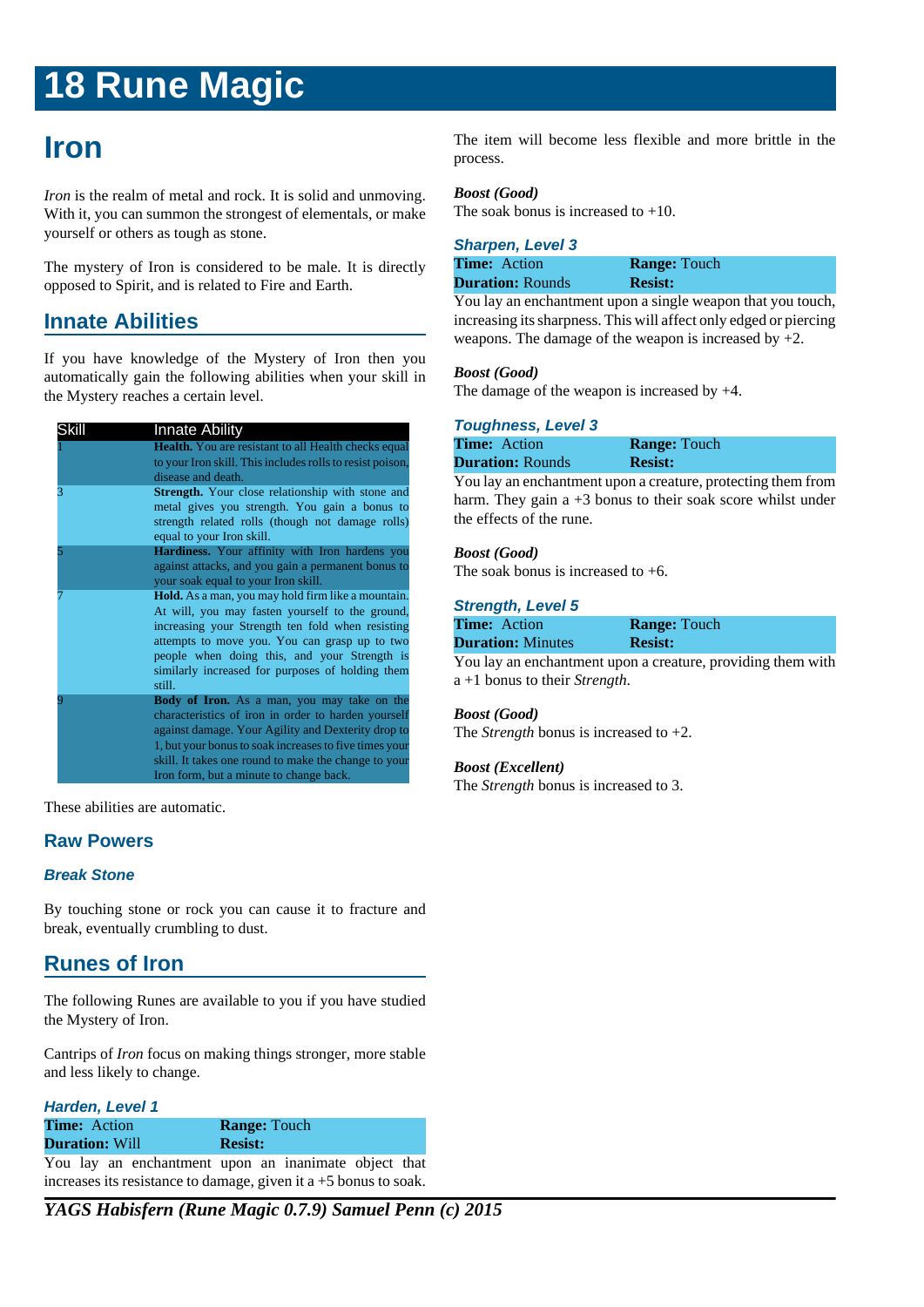# 18 Rune Magic

## Iron

*Iron* is the realm of metal and rock. It is solid and unmoving. With it, you can summon the strongest of elementals, or make yourself or others as tough as stone.

The mystery of Iron is considered to be male. It is directly opposed to Spirit, and is related to Fire and Earth.

### Innate Abilities

If you have knowledge of the Mystery of Iron then you automatically gain the following abilities when your skill in the Mystery reaches a certain level.

| Skill | Innate Ability |
|---|---|
| 1 | **Health.** You are resistant to all Health checks equal to your Iron skill. This includes rolls to resist poison, disease and death. |
| 3 | **Strength.** Your close relationship with stone and metal gives you strength. You gain a bonus to strength related rolls (though not damage rolls) equal to your Iron skill. |
| 5 | **Hardiness.** Your affinity with Iron hardens you against attacks, and you gain a permanent bonus to your soak equal to your Iron skill. |
| 7 | **Hold.** As a man, you may hold firm like a mountain. At will, you may fasten yourself to the ground, increasing your Strength ten fold when resisting attempts to move you. You can grasp up to two people when doing this, and your Strength is similarly increased for purposes of holding them still. |
| 9 | **Body of Iron.** As a man, you may take on the characteristics of iron in order to harden yourself against damage. Your Agility and Dexterity drop to 1, but your bonus to soak increases to five times your skill. It takes one round to make the change to your Iron form, but a minute to change back. |

These abilities are automatic.

### Raw Powers

#### Break Stone

By touching stone or rock you can cause it to fracture and break, eventually crumbling to dust.

### Runes of Iron

The following Runes are available to you if you have studied the Mystery of Iron.

Cantrips of *Iron* focus on making things stronger, more stable and less likely to change.

#### Harden, Level 1

| | |
|---|---|
| **Time:** Action | **Range:** Touch |
| **Duration:** Will | **Resist:** |

You lay an enchantment upon an inanimate object that increases its resistance to damage, given it a +5 bonus to soak. The item will become less flexible and more brittle in the process.

***Boost (Good)***
The soak bonus is increased to +10.

#### Sharpen, Level 3

| | |
|---|---|
| **Time:** Action | **Range:** Touch |
| **Duration:** Rounds | **Resist:** |

You lay an enchantment upon a single weapon that you touch, increasing its sharpness. This will affect only edged or piercing weapons. The damage of the weapon is increased by +2.

***Boost (Good)***
The damage of the weapon is increased by +4.

#### Toughness, Level 3

| | |
|---|---|
| **Time:** Action | **Range:** Touch |
| **Duration:** Rounds | **Resist:** |

You lay an enchantment upon a creature, protecting them from harm. They gain a +3 bonus to their soak score whilst under the effects of the rune.

***Boost (Good)***
The soak bonus is increased to +6.

#### Strength, Level 5

| | |
|---|---|
| **Time:** Action | **Range:** Touch |
| **Duration:** Minutes | **Resist:** |

You lay an enchantment upon a creature, providing them with a +1 bonus to their *Strength*.

***Boost (Good)***
The *Strength* bonus is increased to +2.

***Boost (Excellent)***
The *Strength* bonus is increased to 3.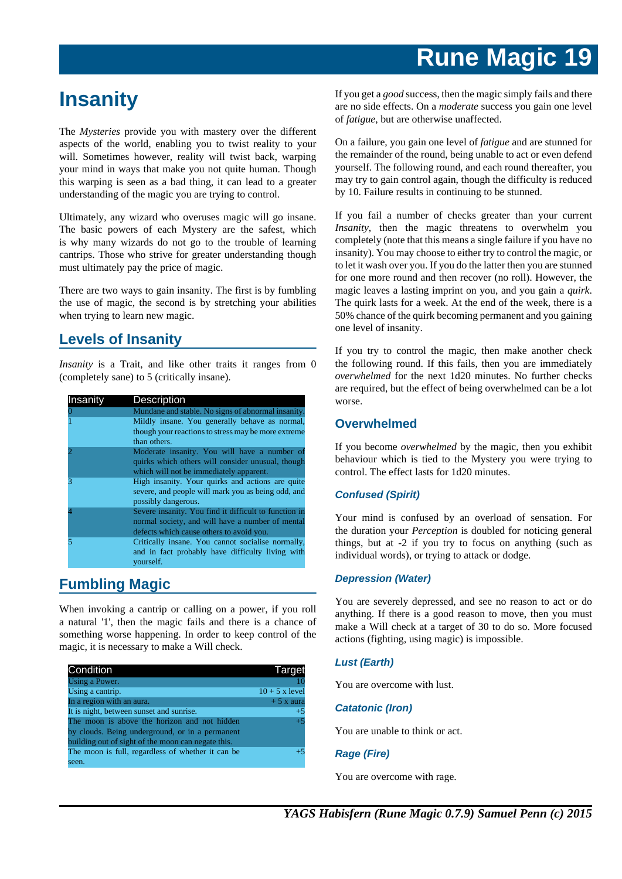## Insanity

The *Mysteries* provide you with mastery over the different aspects of the world, enabling you to twist reality to your will. Sometimes however, reality will twist back, warping your mind in ways that make you not quite human. Though this warping is seen as a bad thing, it can lead to a greater understanding of the magic you are trying to control.

Ultimately, any wizard who overuses magic will go insane. The basic powers of each Mystery are the safest, which is why many wizards do not go to the trouble of learning cantrips. Those who strive for greater understanding though must ultimately pay the price of magic.

There are two ways to gain insanity. The first is by fumbling the use of magic, the second is by stretching your abilities when trying to learn new magic.

### Levels of Insanity

*Insanity* is a Trait, and like other traits it ranges from 0 (completely sane) to 5 (critically insane).

| Insanity | Description |
|---|---|
| 0 | Mundane and stable. No signs of abnormal insanity. |
| 1 | Mildly insane. You generally behave as normal, though your reactions to stress may be more extreme than others. |
| 2 | Moderate insanity. You will have a number of quirks which others will consider unusual, though which will not be immediately apparent. |
| 3 | High insanity. Your quirks and actions are quite severe, and people will mark you as being odd, and possibly dangerous. |
| 4 | Severe insanity. You find it difficult to function in normal society, and will have a number of mental defects which cause others to avoid you. |
| 5 | Critically insane. You cannot socialise normally, and in fact probably have difficulty living with yourself. |

### Fumbling Magic

When invoking a cantrip or calling on a power, if you roll a natural '1', then the magic fails and there is a chance of something worse happening. In order to keep control of the magic, it is necessary to make a Will check.

| Condition | Target |
|---|---|
| Using a Power. | 10 |
| Using a cantrip. | 10 + 5 x level |
| In a region with an aura. | + 5 x aura |
| It is night, between sunset and sunrise. | +5 |
| The moon is above the horizon and not hidden by clouds. Being underground, or in a permanent building out of sight of the moon can negate this. | +5 |
| The moon is full, regardless of whether it can be seen. | +5 |

If you get a *good* success, then the magic simply fails and there are no side effects. On a *moderate* success you gain one level of *fatigue*, but are otherwise unaffected.

On a failure, you gain one level of *fatigue* and are stunned for the remainder of the round, being unable to act or even defend yourself. The following round, and each round thereafter, you may try to gain control again, though the difficulty is reduced by 10. Failure results in continuing to be stunned.

If you fail a number of checks greater than your current *Insanity*, then the magic threatens to overwhelm you completely (note that this means a single failure if you have no insanity). You may choose to either try to control the magic, or to let it wash over you. If you do the latter then you are stunned for one more round and then recover (no roll). However, the magic leaves a lasting imprint on you, and you gain a *quirk*. The quirk lasts for a week. At the end of the week, there is a 50% chance of the quirk becoming permanent and you gaining one level of insanity.

If you try to control the magic, then make another check the following round. If this fails, then you are immediately *overwhelmed* for the next 1d20 minutes. No further checks are required, but the effect of being overwhelmed can be a lot worse.

### Overwhelmed

If you become *overwhelmed* by the magic, then you exhibit behaviour which is tied to the Mystery you were trying to control. The effect lasts for 1d20 minutes.

#### *Confused (Spirit)*

Your mind is confused by an overload of sensation. For the duration your *Perception* is doubled for noticing general things, but at -2 if you try to focus on anything (such as individual words), or trying to attack or dodge.

#### *Depression (Water)*

You are severely depressed, and see no reason to act or do anything. If there is a good reason to move, then you must make a Will check at a target of 30 to do so. More focused actions (fighting, using magic) is impossible.

#### *Lust (Earth)*

You are overcome with lust.

#### *Catatonic (Iron)*

You are unable to think or act.

#### *Rage (Fire)*

You are overcome with rage.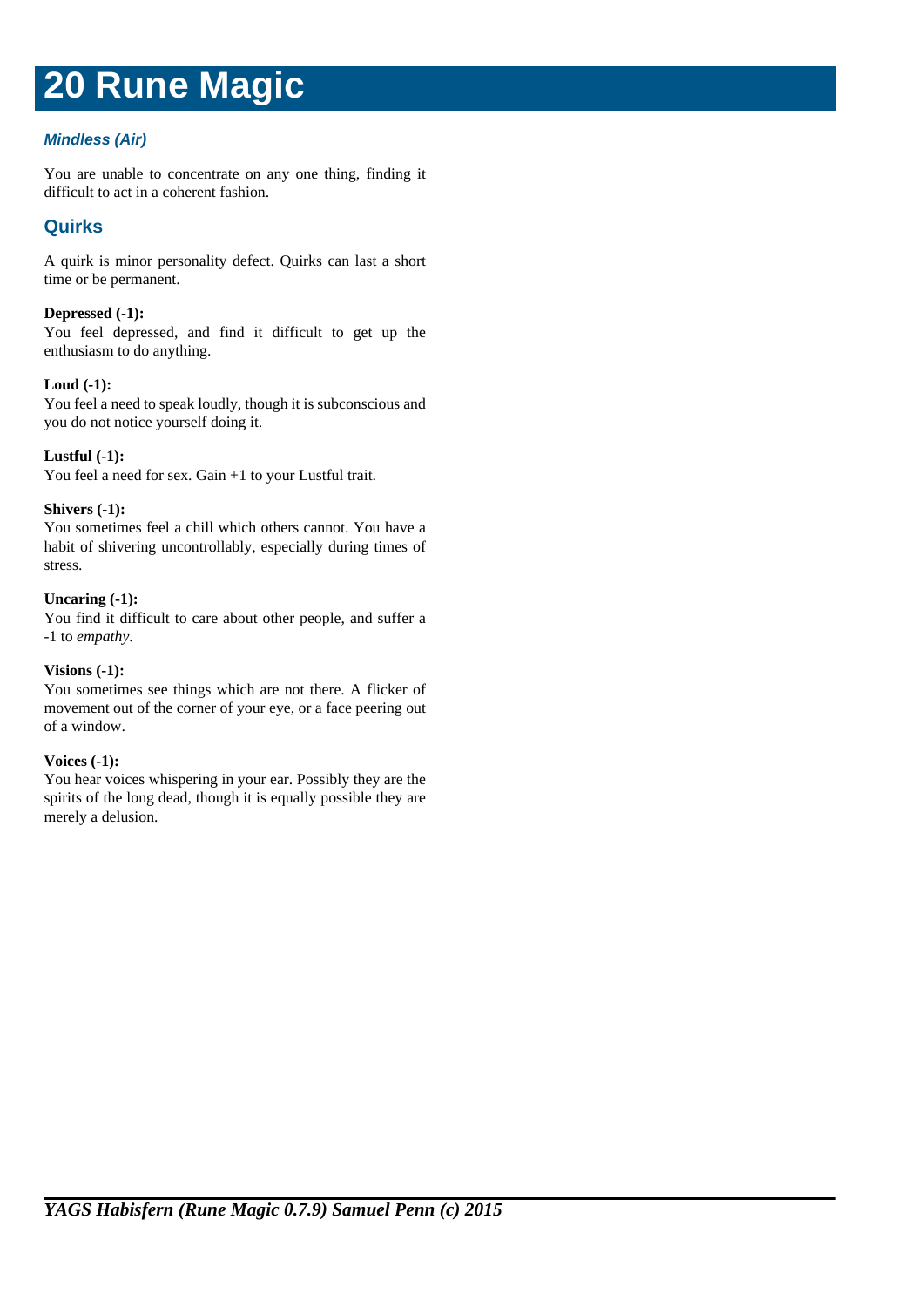# 20 Rune Magic

### *Mindless (Air)*

You are unable to concentrate on any one thing, finding it difficult to act in a coherent fashion.

## Quirks

A quirk is minor personality defect. Quirks can last a short time or be permanent.

**Depressed (-1):**
You feel depressed, and find it difficult to get up the enthusiasm to do anything.

**Loud (-1):**
You feel a need to speak loudly, though it is subconscious and you do not notice yourself doing it.

**Lustful (-1):**
You feel a need for sex. Gain +1 to your Lustful trait.

**Shivers (-1):**
You sometimes feel a chill which others cannot. You have a habit of shivering uncontrollably, especially during times of stress.

**Uncaring (-1):**
You find it difficult to care about other people, and suffer a -1 to *empathy*.

**Visions (-1):**
You sometimes see things which are not there. A flicker of movement out of the corner of your eye, or a face peering out of a window.

**Voices (-1):**
You hear voices whispering in your ear. Possibly they are the spirits of the long dead, though it is equally possible they are merely a delusion.